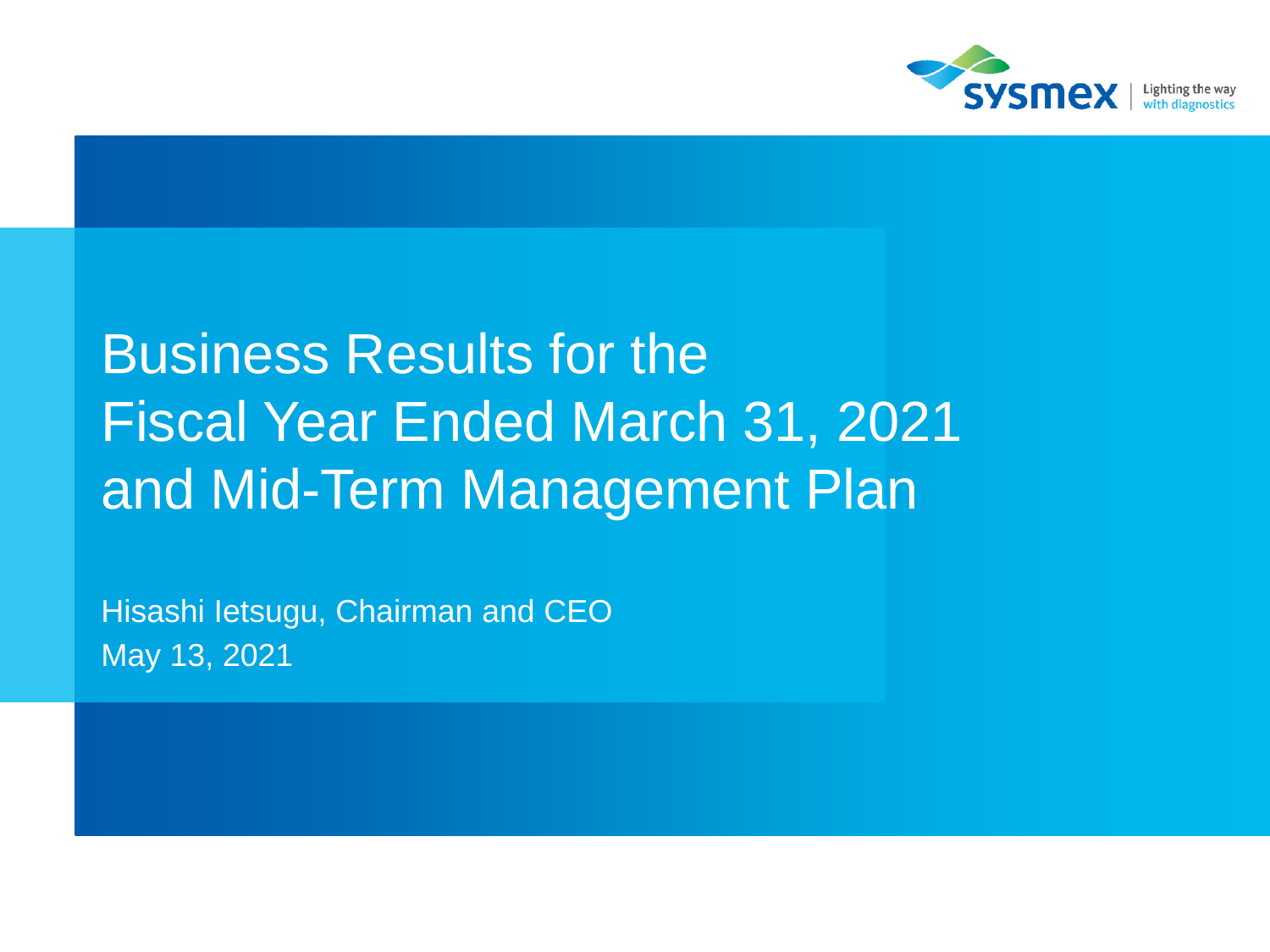sysmex | Lighting the way with diagnostics

# Business Results for the Fiscal Year Ended March 31, 2021 and Mid-Term Management Plan

Hisashi Ietsugu, Chairman and CEO

May 13, 2021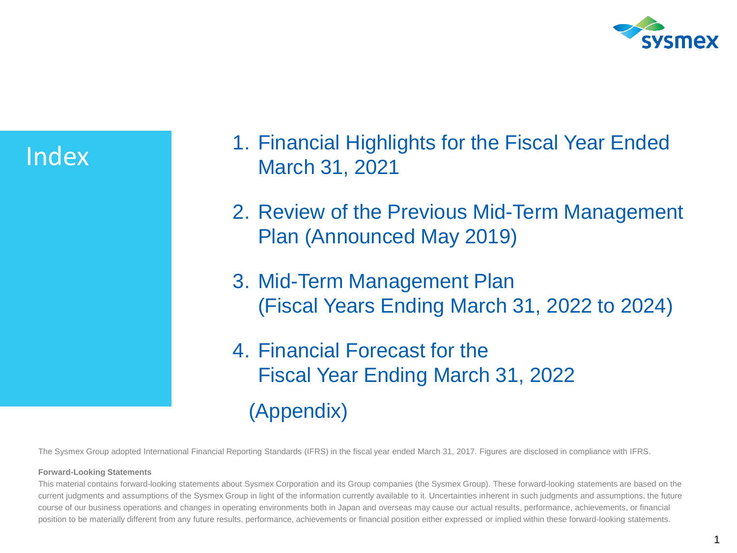# Index

1. Financial Highlights for the Fiscal Year Ended March 31, 2021
2. Review of the Previous Mid-Term Management Plan (Announced May 2019)
3. Mid-Term Management Plan (Fiscal Years Ending March 31, 2022 to 2024)
4. Financial Forecast for the Fiscal Year Ending March 31, 2022

(Appendix)

The Sysmex Group adopted International Financial Reporting Standards (IFRS) in the fiscal year ended March 31, 2017. Figures are disclosed in compliance with IFRS.

**Forward-Looking Statements**

This material contains forward-looking statements about Sysmex Corporation and its Group companies (the Sysmex Group). These forward-looking statements are based on the current judgments and assumptions of the Sysmex Group in light of the information currently available to it. Uncertainties inherent in such judgments and assumptions, the future course of our business operations and changes in operating environments both in Japan and overseas may cause our actual results, performance, achievements, or financial position to be materially different from any future results, performance, achievements or financial position either expressed or implied within these forward-looking statements.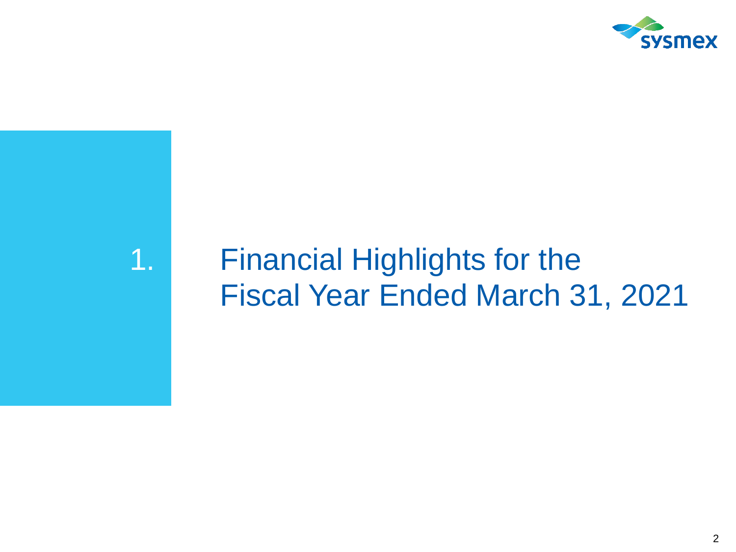# 1. Financial Highlights for the Fiscal Year Ended March 31, 2021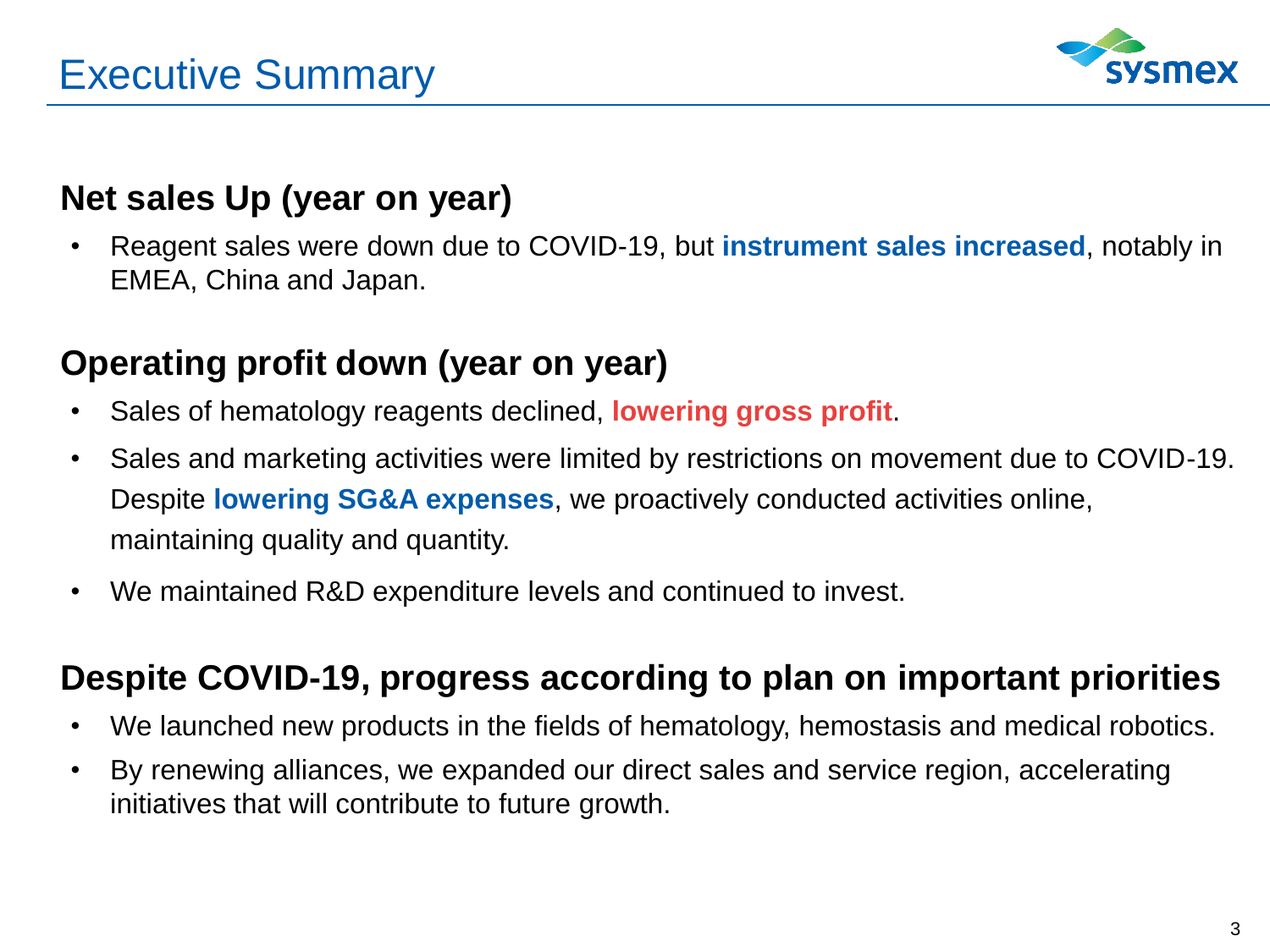# Executive Summary

## Net sales Up (year on year)

- Reagent sales were down due to COVID-19, but **instrument sales increased**, notably in EMEA, China and Japan.

## Operating profit down (year on year)

- Sales of hematology reagents declined, **lowering gross profit**.
- Sales and marketing activities were limited by restrictions on movement due to COVID-19. Despite **lowering SG&A expenses**, we proactively conducted activities online, maintaining quality and quantity.
- We maintained R&D expenditure levels and continued to invest.

## Despite COVID-19, progress according to plan on important priorities

- We launched new products in the fields of hematology, hemostasis and medical robotics.
- By renewing alliances, we expanded our direct sales and service region, accelerating initiatives that will contribute to future growth.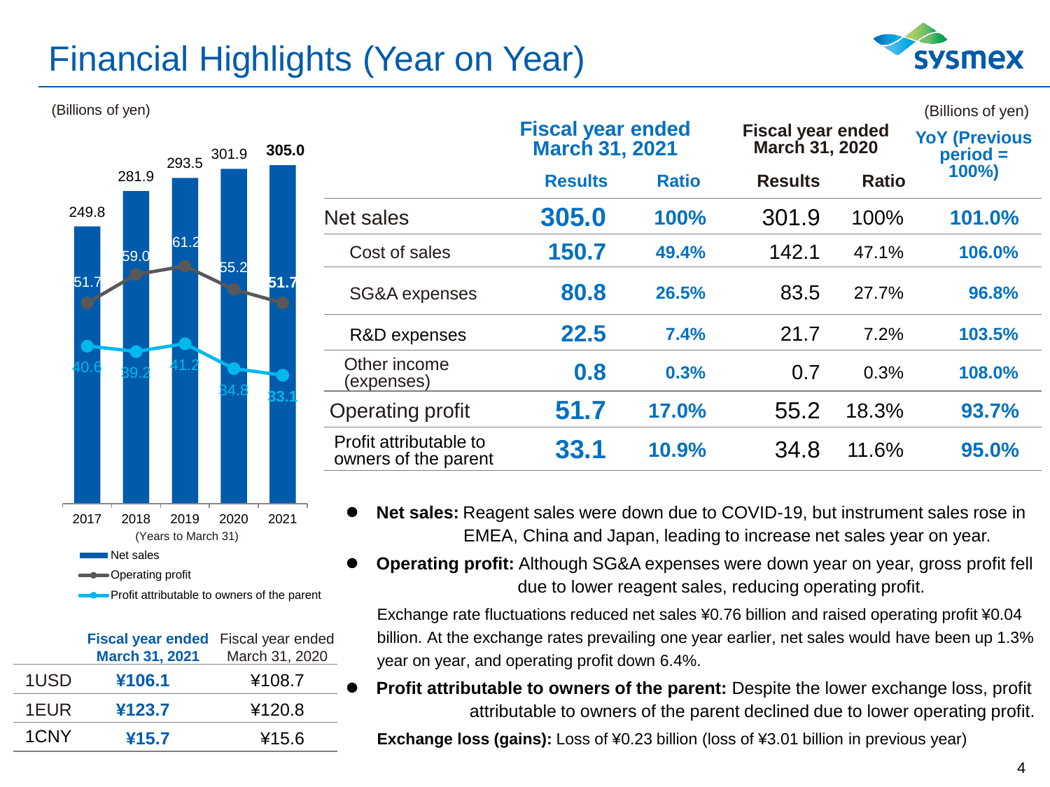# Financial Highlights (Year on Year)

(Billions of yen)

| | 2017 | 2018 | 2019 | 2020 | 2021 |
|---|---|---|---|---|---|
| Net sales | 249.8 | 281.9 | 293.5 | 301.9 | 305.0 |
| Operating profit | 51.7 | 59.0 | 61.2 | 55.2 | 51.7 |
| Profit attributable to owners of the parent | 40.6 | 39.2 | 41.2 | 34.8 | 33.1 |

(Years to March 31)

| | Fiscal year ended March 31, 2021 | Fiscal year ended March 31, 2020 |
|---|---|---|
| 1USD | **¥106.1** | ¥108.7 |
| 1EUR | **¥123.7** | ¥120.8 |
| 1CNY | **¥15.7** | ¥15.6 |

(Billions of yen)

| | Fiscal year ended March 31, 2021 | | Fiscal year ended March 31, 2020 | | YoY (Previous period = 100%) |
|---|---|---|---|---|---|
| | Results | Ratio | Results | Ratio | |
| Net sales | **305.0** | **100%** | 301.9 | 100% | **101.0%** |
| Cost of sales | **150.7** | **49.4%** | 142.1 | 47.1% | **106.0%** |
| SG&A expenses | **80.8** | **26.5%** | 83.5 | 27.7% | **96.8%** |
| R&D expenses | **22.5** | **7.4%** | 21.7 | 7.2% | **103.5%** |
| Other income (expenses) | **0.8** | **0.3%** | 0.7 | 0.3% | **108.0%** |
| Operating profit | **51.7** | **17.0%** | 55.2 | 18.3% | **93.7%** |
| Profit attributable to owners of the parent | **33.1** | **10.9%** | 34.8 | 11.6% | **95.0%** |

- **Net sales:** Reagent sales were down due to COVID-19, but instrument sales rose in EMEA, China and Japan, leading to increase net sales year on year.
- **Operating profit:** Although SG&A expenses were down year on year, gross profit fell due to lower reagent sales, reducing operating profit.

  Exchange rate fluctuations reduced net sales ¥0.76 billion and raised operating profit ¥0.04 billion. At the exchange rates prevailing one year earlier, net sales would have been up 1.3% year on year, and operating profit down 6.4%.
- **Profit attributable to owners of the parent:** Despite the lower exchange loss, profit attributable to owners of the parent declined due to lower operating profit.

  **Exchange loss (gains):** Loss of ¥0.23 billion (loss of ¥3.01 billion in previous year)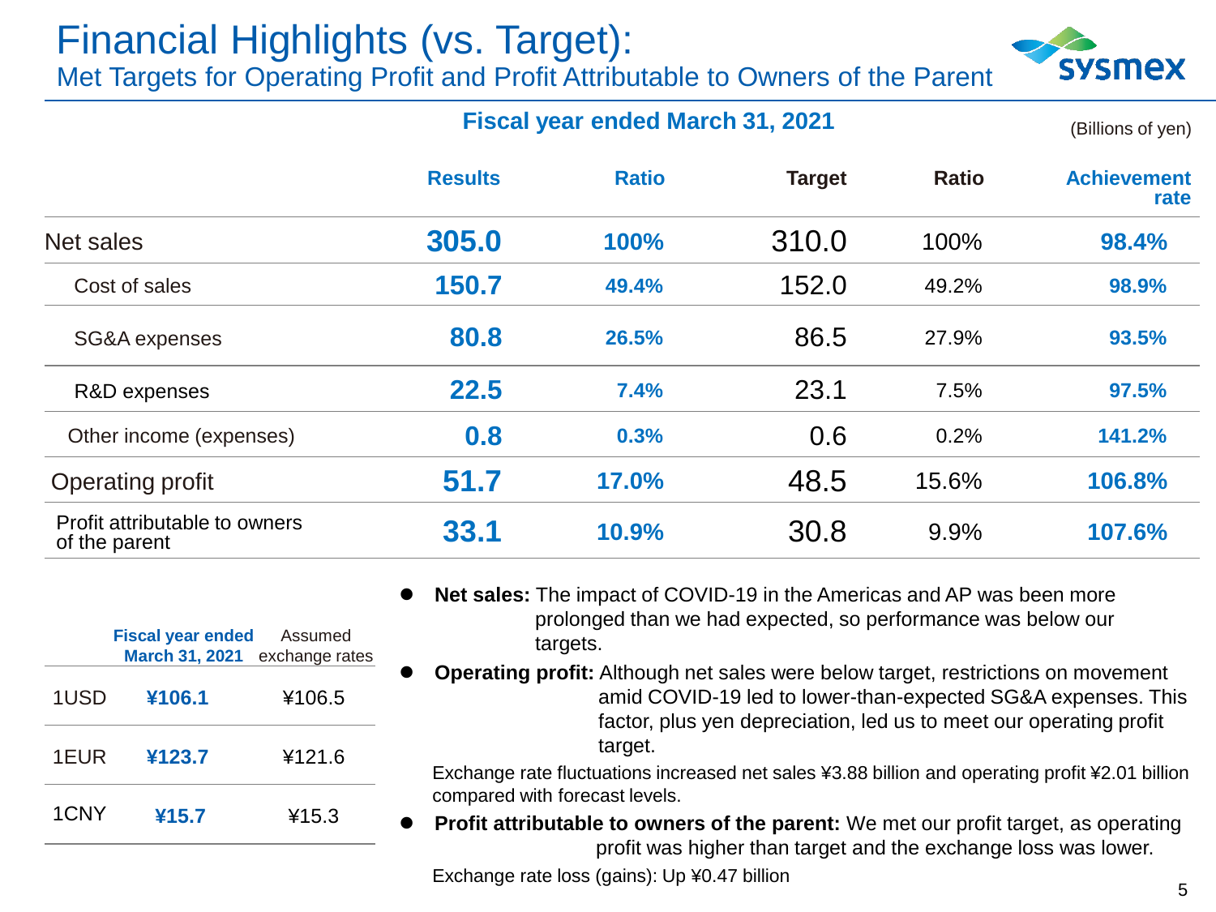# Financial Highlights (vs. Target):

## Met Targets for Operating Profit and Profit Attributable to Owners of the Parent

**Fiscal year ended March 31, 2021**

(Billions of yen)

| | Results | Ratio | Target | Ratio | Achievement rate |
|---|---|---|---|---|---|
| Net sales | **305.0** | **100%** | 310.0 | 100% | **98.4%** |
| Cost of sales | **150.7** | **49.4%** | 152.0 | 49.2% | **98.9%** |
| SG&A expenses | **80.8** | **26.5%** | 86.5 | 27.9% | **93.5%** |
| R&D expenses | **22.5** | **7.4%** | 23.1 | 7.5% | **97.5%** |
| Other income (expenses) | **0.8** | **0.3%** | 0.6 | 0.2% | **141.2%** |
| Operating profit | **51.7** | **17.0%** | 48.5 | 15.6% | **106.8%** |
| Profit attributable to owners of the parent | **33.1** | **10.9%** | 30.8 | 9.9% | **107.6%** |

| | Fiscal year ended March 31, 2021 | Assumed exchange rates |
|---|---|---|
| 1USD | **¥106.1** | ¥106.5 |
| 1EUR | **¥123.7** | ¥121.6 |
| 1CNY | **¥15.7** | ¥15.3 |

- **Net sales:** The impact of COVID-19 in the Americas and AP was been more prolonged than we had expected, so performance was below our targets.
- **Operating profit:** Although net sales were below target, restrictions on movement amid COVID-19 led to lower-than-expected SG&A expenses. This factor, plus yen depreciation, led us to meet our operating profit target.

  Exchange rate fluctuations increased net sales ¥3.88 billion and operating profit ¥2.01 billion compared with forecast levels.
- **Profit attributable to owners of the parent:** We met our profit target, as operating profit was higher than target and the exchange loss was lower.

  Exchange rate loss (gains): Up ¥0.47 billion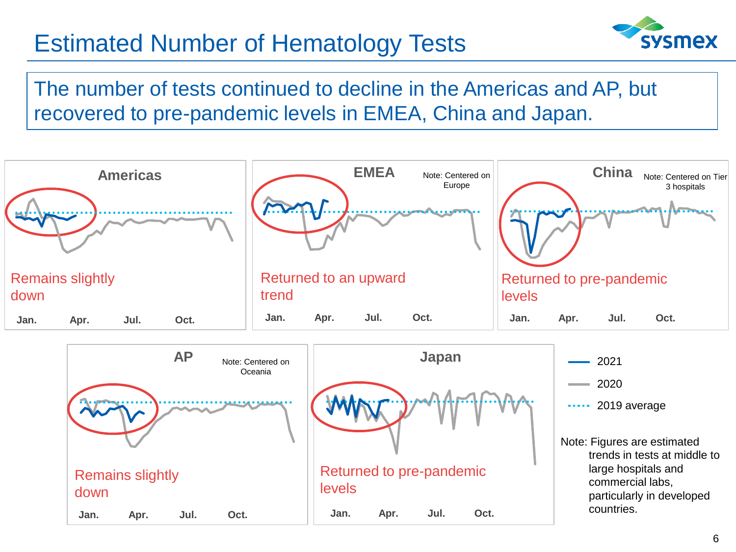# Estimated Number of Hematology Tests

The number of tests continued to decline in the Americas and AP, but recovered to pre-pandemic levels in EMEA, China and Japan.

## Americas

Remains slightly down

Jan. Apr. Jul. Oct.

## EMEA

Note: Centered on Europe

Returned to an upward trend

Jan. Apr. Jul. Oct.

## China

Note: Centered on Tier 3 hospitals

Returned to pre-pandemic levels

Jan. Apr. Jul. Oct.

## AP

Note: Centered on Oceania

Remains slightly down

Jan. Apr. Jul. Oct.

## Japan

Returned to pre-pandemic levels

Jan. Apr. Jul. Oct.

- 2021
- 2020
- 2019 average

Note: Figures are estimated trends in tests at middle to large hospitals and commercial labs, particularly in developed countries.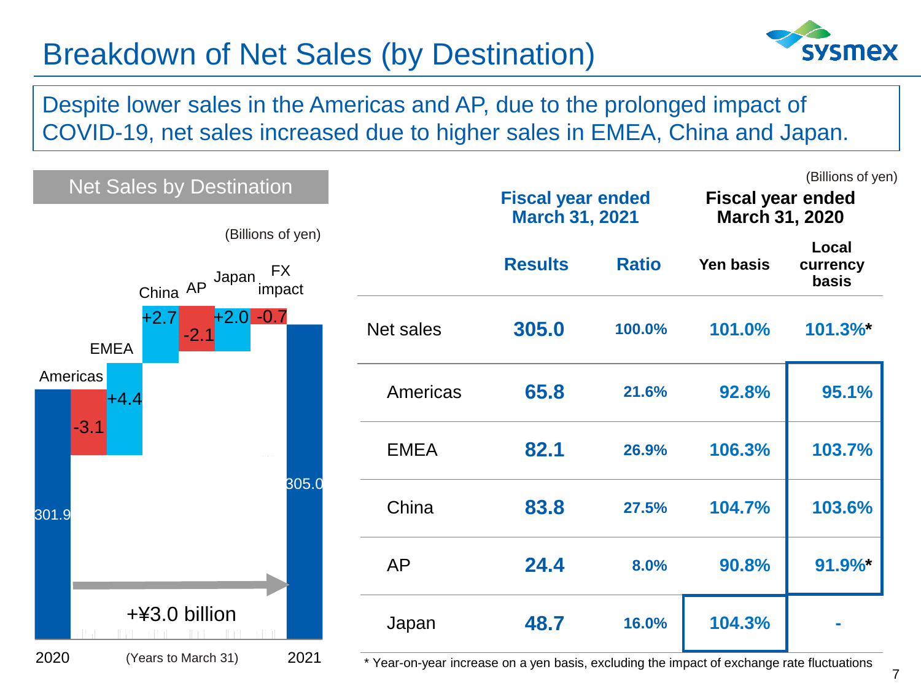# Breakdown of Net Sales (by Destination)

Despite lower sales in the Americas and AP, due to the prolonged impact of COVID-19, net sales increased due to higher sales in EMEA, China and Japan.

## Net Sales by Destination

(Billions of yen)

| | Value |
|---|---|
| 2020 | 301.9 |
| Americas | -3.1 |
| EMEA | +4.4 |
| China | +2.7 |
| AP | -2.1 |
| Japan | +2.0 |
| FX impact | -0.7 |
| 2021 | 305.0 |

+¥3.0 billion

(Years to March 31)

(Billions of yen)

| | Fiscal year ended March 31, 2021 | | Fiscal year ended March 31, 2020 | |
|---|---|---|---|---|
| | Results | Ratio | Yen basis | Local currency basis |
| Net sales | 305.0 | 100.0% | 101.0% | 101.3%* |
| Americas | 65.8 | 21.6% | 92.8% | 95.1% |
| EMEA | 82.1 | 26.9% | 106.3% | 103.7% |
| China | 83.8 | 27.5% | 104.7% | 103.6% |
| AP | 24.4 | 8.0% | 90.8% | 91.9%* |
| Japan | 48.7 | 16.0% | 104.3% | - |

\* Year-on-year increase on a yen basis, excluding the impact of exchange rate fluctuations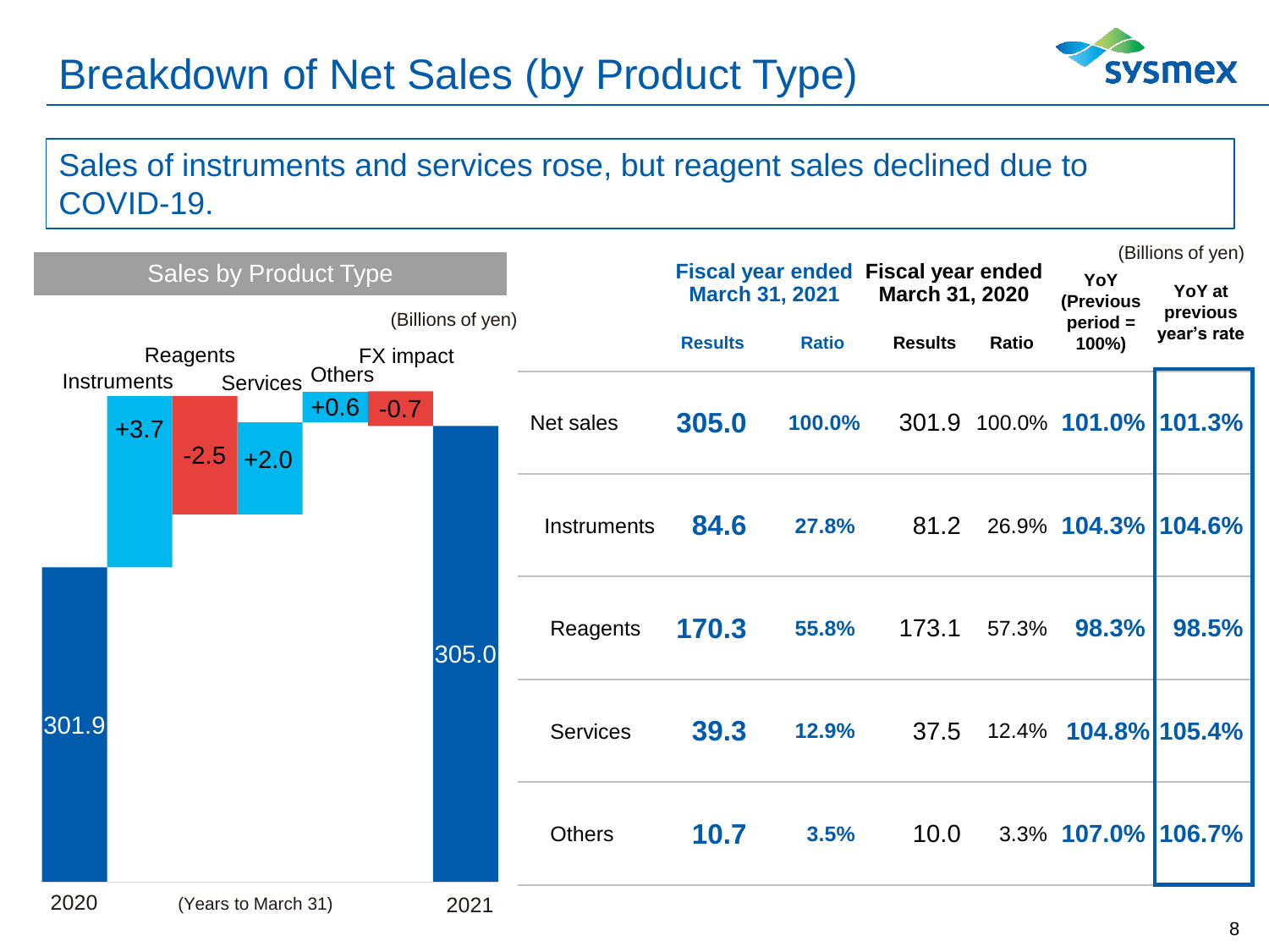# Breakdown of Net Sales (by Product Type)

Sales of instruments and services rose, but reagent sales declined due to COVID-19.

**Sales by Product Type**

(Billions of yen)

| | Value |
|---|---|
| 2020 | 301.9 |
| Instruments | +3.7 |
| Reagents | -2.5 |
| Services | +2.0 |
| Others | +0.6 |
| FX impact | -0.7 |
| 2021 | 305.0 |

(Years to March 31)

(Billions of yen)

| | Fiscal year ended March 31, 2021 | | Fiscal year ended March 31, 2020 | | YoY (Previous period = 100%) | YoY at previous year's rate |
|---|---|---|---|---|---|---|
| | Results | Ratio | Results | Ratio | | |
| Net sales | **305.0** | **100.0%** | 301.9 | 100.0% | **101.0%** | **101.3%** |
| Instruments | **84.6** | **27.8%** | 81.2 | 26.9% | **104.3%** | **104.6%** |
| Reagents | **170.3** | **55.8%** | 173.1 | 57.3% | **98.3%** | **98.5%** |
| Services | **39.3** | **12.9%** | 37.5 | 12.4% | **104.8%** | **105.4%** |
| Others | **10.7** | **3.5%** | 10.0 | 3.3% | **107.0%** | **106.7%** |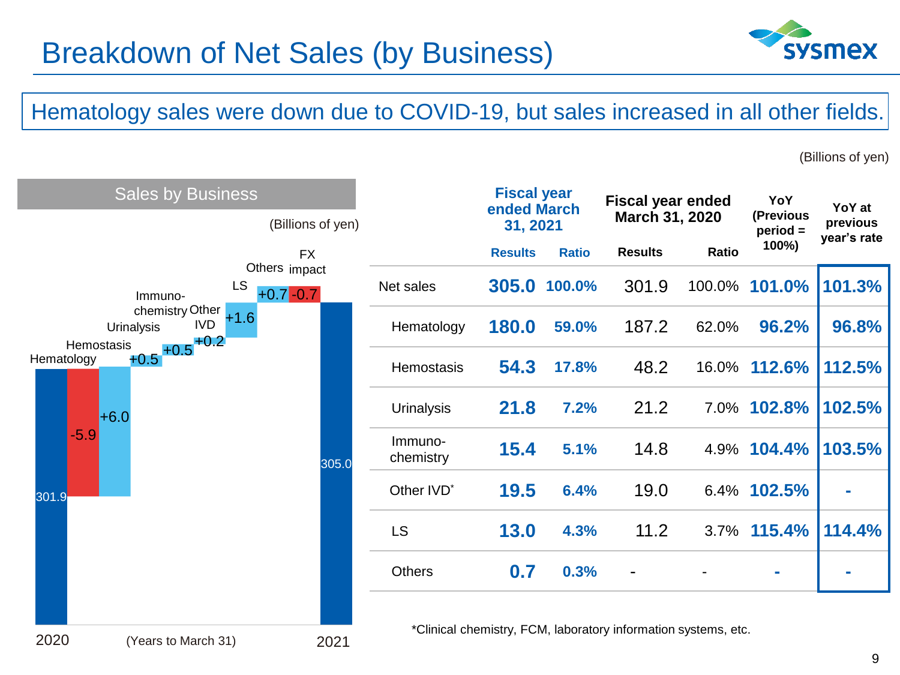# Breakdown of Net Sales (by Business)

Hematology sales were down due to COVID-19, but sales increased in all other fields.

(Billions of yen)

## Sales by Business

(Billions of yen)

| | 2020 | Hematology | Hemostasis | Urinalysis | Immuno-chemistry | Other IVD | LS | Others | FX impact | 2021 |
|---|---|---|---|---|---|---|---|---|---|---|
| Value | 301.9 | -5.9 | +6.0 | +0.5 | +0.5 | +0.2 | +1.6 | +0.7 | -0.7 | 305.0 |

(Years to March 31)

| | Fiscal year ended March 31, 2021 | | Fiscal year ended March 31, 2020 | | YoY (Previous period = 100%) | YoY at previous year's rate |
|---|---|---|---|---|---|---|
| | Results | Ratio | Results | Ratio | | |
| Net sales | **305.0** | **100.0%** | 301.9 | 100.0% | **101.0%** | **101.3%** |
| Hematology | **180.0** | **59.0%** | 187.2 | 62.0% | **96.2%** | **96.8%** |
| Hemostasis | **54.3** | **17.8%** | 48.2 | 16.0% | **112.6%** | **112.5%** |
| Urinalysis | **21.8** | **7.2%** | 21.2 | 7.0% | **102.8%** | **102.5%** |
| Immuno-chemistry | **15.4** | **5.1%** | 14.8 | 4.9% | **104.4%** | **103.5%** |
| Other IVD* | **19.5** | **6.4%** | 19.0 | 6.4% | **102.5%** | **-** |
| LS | **13.0** | **4.3%** | 11.2 | 3.7% | **115.4%** | **114.4%** |
| Others | **0.7** | **0.3%** | - | - | **-** | **-** |

*Clinical chemistry, FCM, laboratory information systems, etc.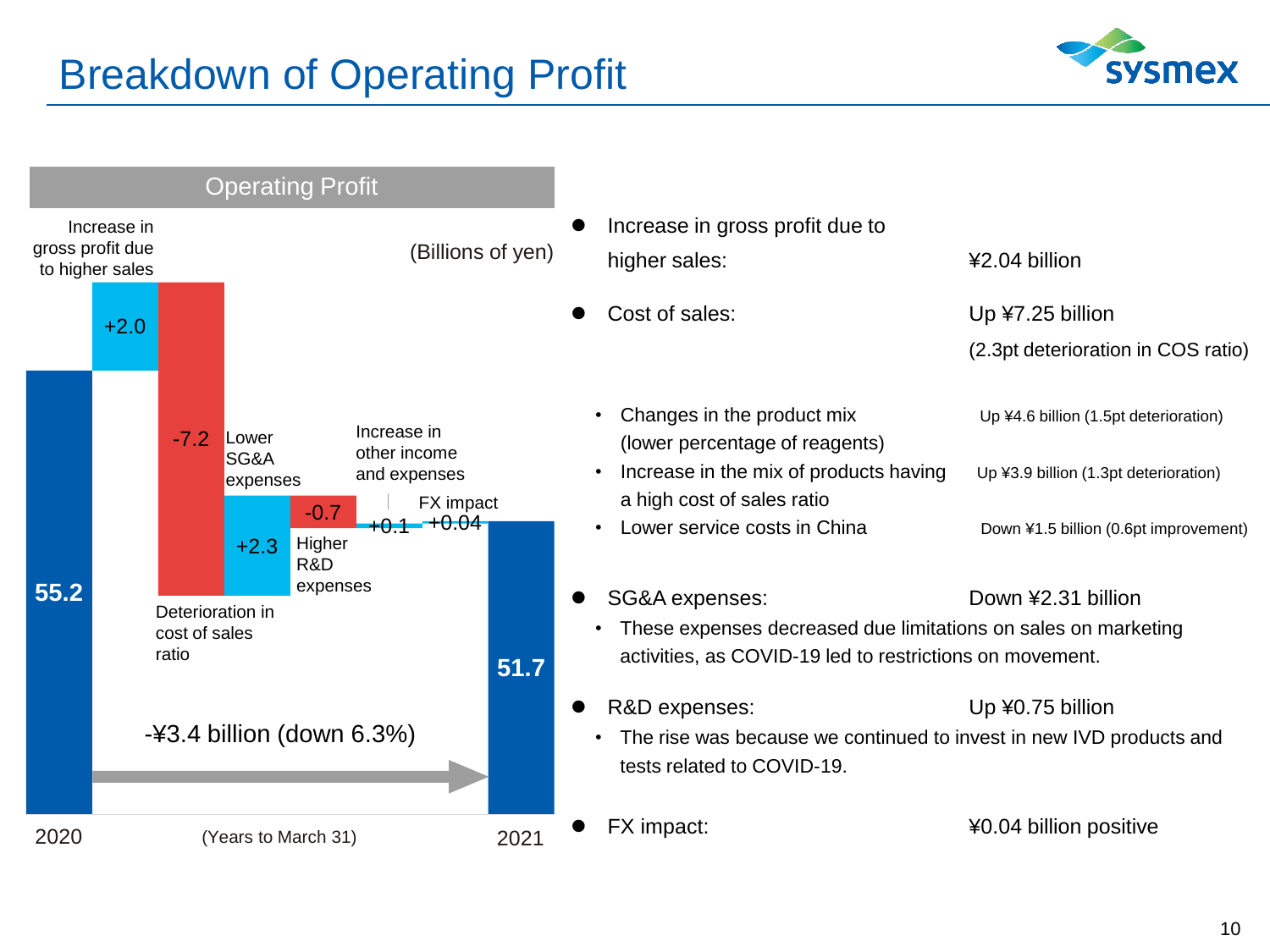# Breakdown of Operating Profit

## Operating Profit

(Billions of yen)

| Item | Value |
|---|---|
| 2020 | 55.2 |
| Increase in gross profit due to higher sales | +2.0 |
| Deterioration in cost of sales ratio | -7.2 |
| Lower SG&A expenses | +2.3 |
| Higher R&D expenses | -0.7 |
| Increase in other income and expenses | +0.1 |
| FX impact | +0.04 |
| 2021 | 51.7 |

-¥3.4 billion (down 6.3%)

(Years to March 31)

- Increase in gross profit due to higher sales: ¥2.04 billion
- Cost of sales: Up ¥7.25 billion (2.3pt deterioration in COS ratio)
  - Changes in the product mix (lower percentage of reagents): Up ¥4.6 billion (1.5pt deterioration)
  - Increase in the mix of products having a high cost of sales ratio: Up ¥3.9 billion (1.3pt deterioration)
  - Lower service costs in China: Down ¥1.5 billion (0.6pt improvement)
- SG&A expenses: Down ¥2.31 billion
  - These expenses decreased due limitations on sales on marketing activities, as COVID-19 led to restrictions on movement.
- R&D expenses: Up ¥0.75 billion
  - The rise was because we continued to invest in new IVD products and tests related to COVID-19.
- FX impact: ¥0.04 billion positive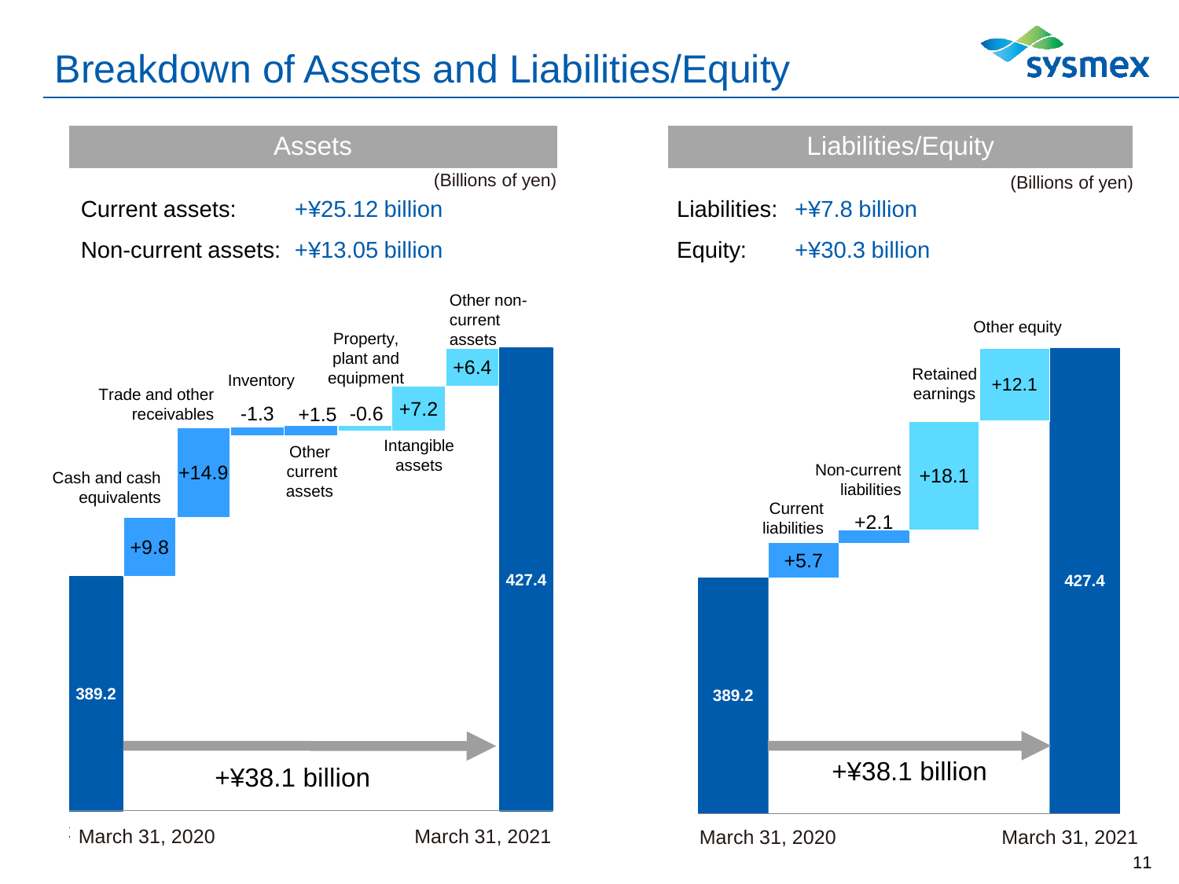# Breakdown of Assets and Liabilities/Equity

## Assets

(Billions of yen)

Current assets: +¥25.12 billion

Non-current assets: +¥13.05 billion

| Item | Amount |
|---|---|
| March 31, 2020 | 389.2 |
| Cash and cash equivalents | +9.8 |
| Trade and other receivables | +14.9 |
| Inventory | -1.3 |
| Other current assets | +1.5 |
| Property, plant and equipment | -0.6 |
| Intangible assets | +7.2 |
| Other non-current assets | +6.4 |
| March 31, 2021 | 427.4 |

+¥38.1 billion

## Liabilities/Equity

(Billions of yen)

Liabilities: +¥7.8 billion

Equity: +¥30.3 billion

| Item | Amount |
|---|---|
| March 31, 2020 | 389.2 |
| Current liabilities | +5.7 |
| Non-current liabilities | +2.1 |
| Retained earnings | +18.1 |
| Other equity | +12.1 |
| March 31, 2021 | 427.4 |

+¥38.1 billion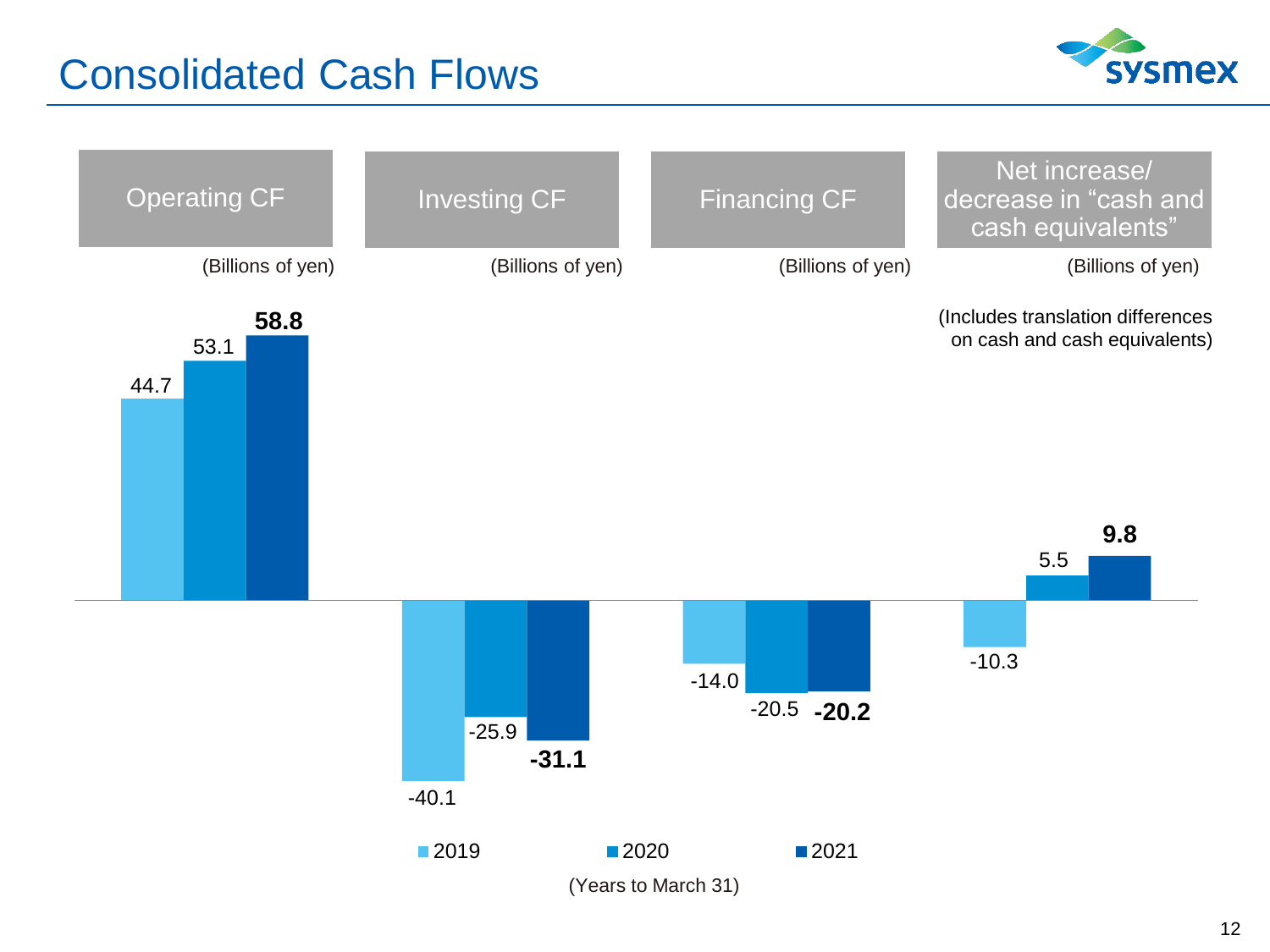# Consolidated Cash Flows

(Billions of yen)

(Years to March 31)

| | Operating CF | Investing CF | Financing CF | Net increase/ decrease in "cash and cash equivalents" |
|---|---|---|---|---|
| 2019 | 44.7 | -40.1 | -14.0 | -10.3 |
| 2020 | 53.1 | -25.9 | -20.5 | 5.5 |
| 2021 | **58.8** | **-31.1** | **-20.2** | **9.8** |

(Includes translation differences on cash and cash equivalents)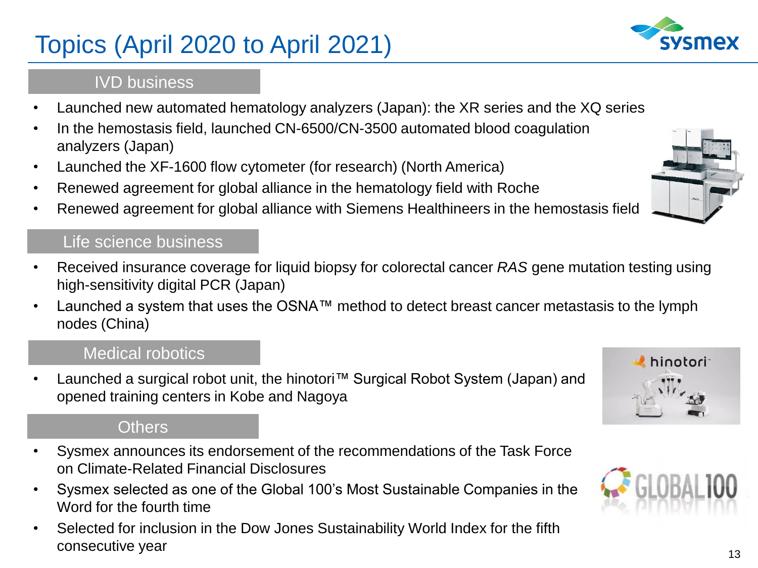# Topics (April 2020 to April 2021)

## IVD business

- Launched new automated hematology analyzers (Japan): the XR series and the XQ series
- In the hemostasis field, launched CN-6500/CN-3500 automated blood coagulation analyzers (Japan)
- Launched the XF-1600 flow cytometer (for research) (North America)
- Renewed agreement for global alliance in the hematology field with Roche
- Renewed agreement for global alliance with Siemens Healthineers in the hemostasis field

## Life science business

- Received insurance coverage for liquid biopsy for colorectal cancer *RAS* gene mutation testing using high-sensitivity digital PCR (Japan)
- Launched a system that uses the OSNA™ method to detect breast cancer metastasis to the lymph nodes (China)

## Medical robotics

- Launched a surgical robot unit, the hinotori™ Surgical Robot System (Japan) and opened training centers in Kobe and Nagoya

## Others

- Sysmex announces its endorsement of the recommendations of the Task Force on Climate-Related Financial Disclosures
- Sysmex selected as one of the Global 100's Most Sustainable Companies in the Word for the fourth time
- Selected for inclusion in the Dow Jones Sustainability World Index for the fifth consecutive year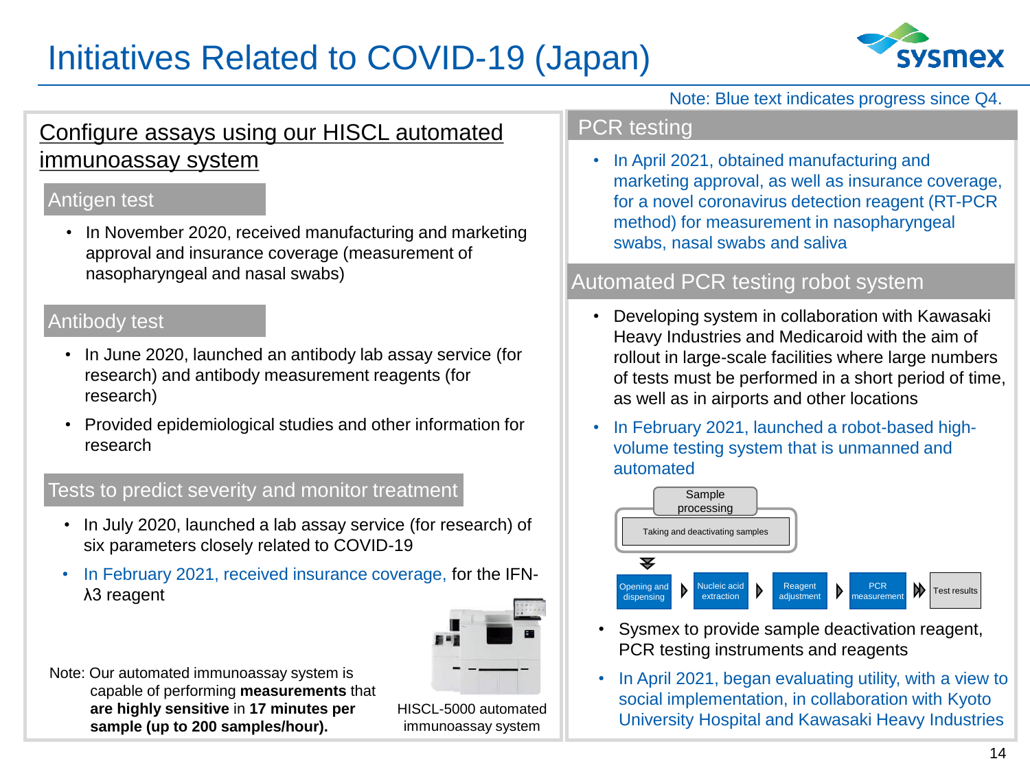# Initiatives Related to COVID-19 (Japan)

Note: Blue text indicates progress since Q4.

## Configure assays using our HISCL automated immunoassay system

### Antigen test

- In November 2020, received manufacturing and marketing approval and insurance coverage (measurement of nasopharyngeal and nasal swabs)

### Antibody test

- In June 2020, launched an antibody lab assay service (for research) and antibody measurement reagents (for research)
- Provided epidemiological studies and other information for research

### Tests to predict severity and monitor treatment

- In July 2020, launched a lab assay service (for research) of six parameters closely related to COVID-19
- In February 2021, received insurance coverage, for the IFN-λ3 reagent

Note: Our automated immunoassay system is capable of performing **measurements** that **are highly sensitive** in **17 minutes per sample (up to 200 samples/hour).**

HISCL-5000 automated immunoassay system

## PCR testing

- In April 2021, obtained manufacturing and marketing approval, as well as insurance coverage, for a novel coronavirus detection reagent (RT-PCR method) for measurement in nasopharyngeal swabs, nasal swabs and saliva

## Automated PCR testing robot system

- Developing system in collaboration with Kawasaki Heavy Industries and Medicaroid with the aim of rollout in large-scale facilities where large numbers of tests must be performed in a short period of time, as well as in airports and other locations
- In February 2021, launched a robot-based high-volume testing system that is unmanned and automated

Sample processing: Taking and deactivating samples

Opening and dispensing → Nucleic acid extraction → Reagent adjustment → PCR measurement → Test results

- Sysmex to provide sample deactivation reagent, PCR testing instruments and reagents
- In April 2021, began evaluating utility, with a view to social implementation, in collaboration with Kyoto University Hospital and Kawasaki Heavy Industries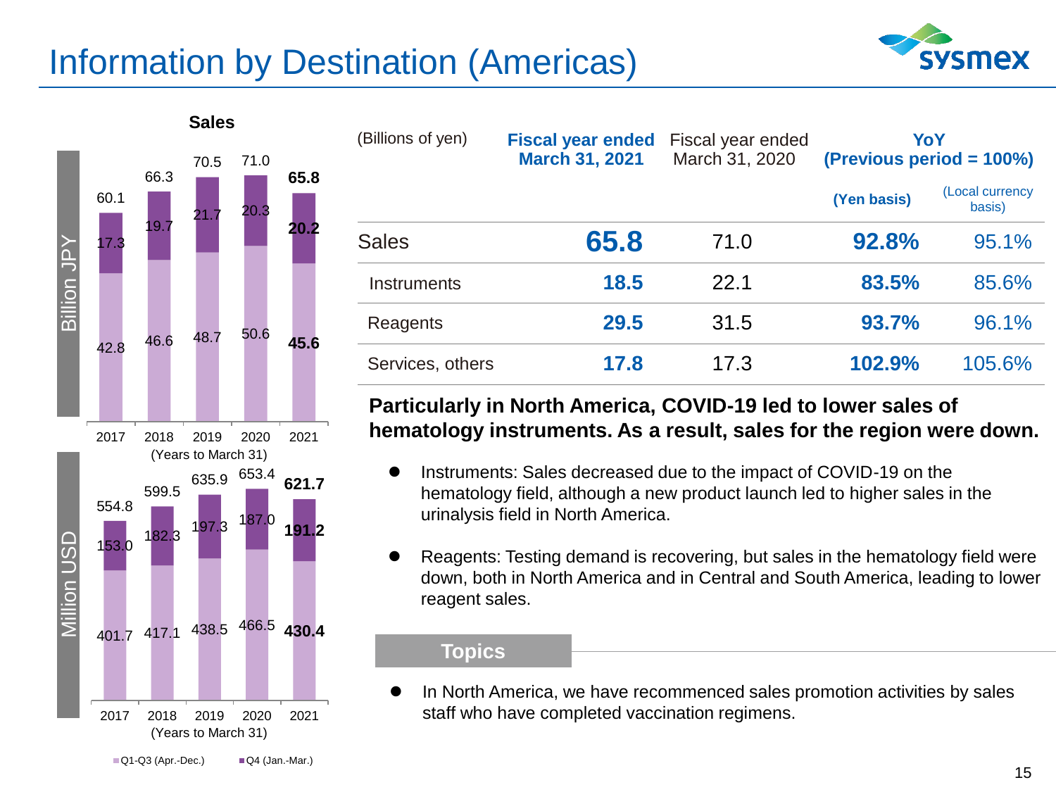# Information by Destination (Americas)

**Sales**

Billion JPY

| Years to March 31 | 2017 | 2018 | 2019 | 2020 | 2021 |
|---|---|---|---|---|---|
| Q1-Q3 (Apr.-Dec.) | 42.8 | 46.6 | 48.7 | 50.6 | **45.6** |
| Q4 (Jan.-Mar.) | 17.3 | 19.7 | 21.7 | 20.3 | **20.2** |
| Total | 60.1 | 66.3 | 70.5 | 71.0 | **65.8** |

Million USD

| Years to March 31 | 2017 | 2018 | 2019 | 2020 | 2021 |
|---|---|---|---|---|---|
| Q1-Q3 (Apr.-Dec.) | 401.7 | 417.1 | 438.5 | 466.5 | **430.4** |
| Q4 (Jan.-Mar.) | 153.0 | 182.3 | 197.3 | 187.0 | **191.2** |
| Total | 554.8 | 599.5 | 635.9 | 653.4 | **621.7** |

| (Billions of yen) | **Fiscal year ended March 31, 2021** | Fiscal year ended March 31, 2020 | **YoY (Previous period = 100%)** | |
|---|---|---|---|---|
| | | | **(Yen basis)** | (Local currency basis) |
| Sales | **65.8** | 71.0 | **92.8%** | 95.1% |
| Instruments | **18.5** | 22.1 | **83.5%** | 85.6% |
| Reagents | **29.5** | 31.5 | **93.7%** | 96.1% |
| Services, others | **17.8** | 17.3 | **102.9%** | 105.6% |

**Particularly in North America, COVID-19 led to lower sales of hematology instruments. As a result, sales for the region were down.**

- Instruments: Sales decreased due to the impact of COVID-19 on the hematology field, although a new product launch led to higher sales in the urinalysis field in North America.
- Reagents: Testing demand is recovering, but sales in the hematology field were down, both in North America and in Central and South America, leading to lower reagent sales.

**Topics**

- In North America, we have recommenced sales promotion activities by sales staff who have completed vaccination regimens.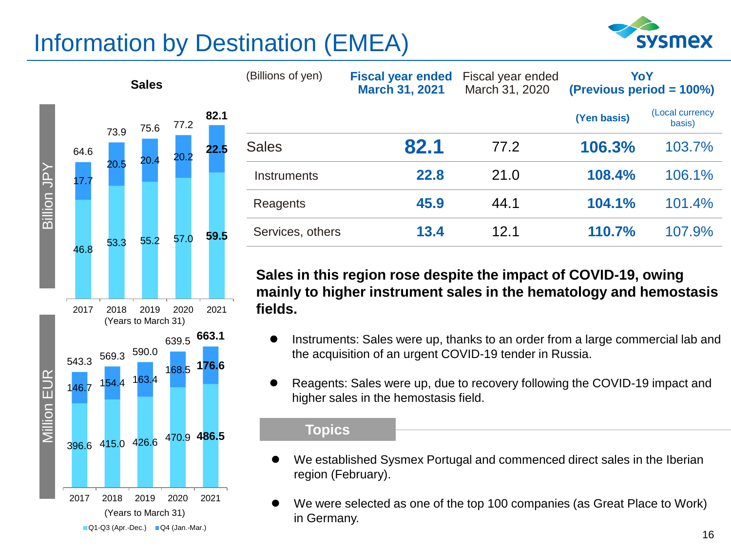# Information by Destination (EMEA)

**Sales**

Billion JPY

| Years to March 31 | 2017 | 2018 | 2019 | 2020 | 2021 |
|---|---|---|---|---|---|
| Q1-Q3 (Apr.-Dec.) | 46.8 | 53.3 | 55.2 | 57.0 | **59.5** |
| Q4 (Jan.-Mar.) | 17.7 | 20.5 | 20.4 | 20.2 | **22.5** |
| Total | 64.6 | 73.9 | 75.6 | 77.2 | **82.1** |

Million EUR

| Years to March 31 | 2017 | 2018 | 2019 | 2020 | 2021 |
|---|---|---|---|---|---|
| Q1-Q3 (Apr.-Dec.) | 396.6 | 415.0 | 426.6 | 470.9 | **486.5** |
| Q4 (Jan.-Mar.) | 146.7 | 154.4 | 163.4 | 168.5 | **176.6** |
| Total | 543.3 | 569.3 | 590.0 | 639.5 | **663.1** |

| (Billions of yen) | **Fiscal year ended March 31, 2021** | Fiscal year ended March 31, 2020 | **YoY (Previous period = 100%)** | |
|---|---|---|---|---|
| | | | **(Yen basis)** | (Local currency basis) |
| Sales | **82.1** | 77.2 | **106.3%** | 103.7% |
| Instruments | **22.8** | 21.0 | **108.4%** | 106.1% |
| Reagents | **45.9** | 44.1 | **104.1%** | 101.4% |
| Services, others | **13.4** | 12.1 | **110.7%** | 107.9% |

**Sales in this region rose despite the impact of COVID-19, owing mainly to higher instrument sales in the hematology and hemostasis fields.**

- Instruments: Sales were up, thanks to an order from a large commercial lab and the acquisition of an urgent COVID-19 tender in Russia.
- Reagents: Sales were up, due to recovery following the COVID-19 impact and higher sales in the hemostasis field.

**Topics**

- We established Sysmex Portugal and commenced direct sales in the Iberian region (February).
- We were selected as one of the top 100 companies (as Great Place to Work) in Germany.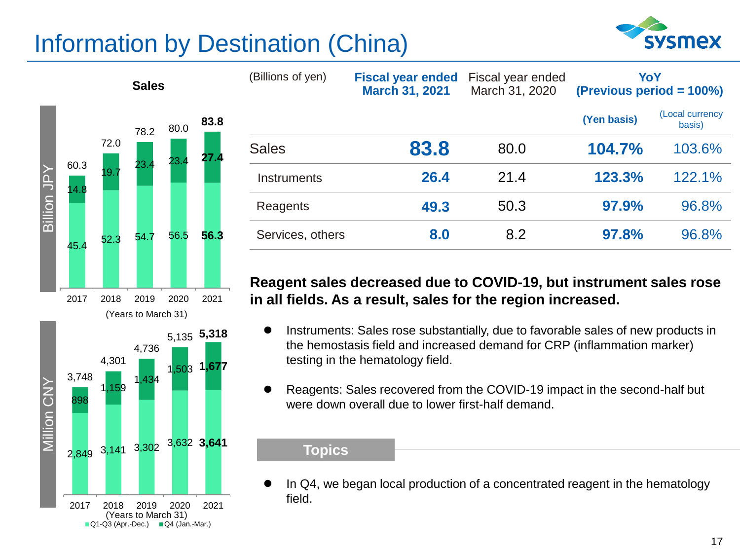# Information by Destination (China)

**Sales**

Billion JPY

| Years to March 31 | 2017 | 2018 | 2019 | 2020 | 2021 |
|---|---|---|---|---|---|
| Q1-Q3 (Apr.-Dec.) | 45.4 | 52.3 | 54.7 | 56.5 | **56.3** |
| Q4 (Jan.-Mar.) | 14.8 | 19.7 | 23.4 | 23.4 | **27.4** |
| Total | 60.3 | 72.0 | 78.2 | 80.0 | **83.8** |

Million CNY

| Years to March 31 | 2017 | 2018 | 2019 | 2020 | 2021 |
|---|---|---|---|---|---|
| Q1-Q3 (Apr.-Dec.) | 2,849 | 3,141 | 3,302 | 3,632 | **3,641** |
| Q4 (Jan.-Mar.) | 898 | 1,159 | 1,434 | 1,503 | **1,677** |
| Total | 3,748 | 4,301 | 4,736 | 5,135 | **5,318** |

| (Billions of yen) | **Fiscal year ended March 31, 2021** | Fiscal year ended March 31, 2020 | **YoY (Previous period = 100%)** | |
|---|---|---|---|---|
| | | | **(Yen basis)** | (Local currency basis) |
| Sales | **83.8** | 80.0 | **104.7%** | 103.6% |
| Instruments | **26.4** | 21.4 | **123.3%** | 122.1% |
| Reagents | **49.3** | 50.3 | **97.9%** | 96.8% |
| Services, others | **8.0** | 8.2 | **97.8%** | 96.8% |

**Reagent sales decreased due to COVID-19, but instrument sales rose in all fields. As a result, sales for the region increased.**

- Instruments: Sales rose substantially, due to favorable sales of new products in the hemostasis field and increased demand for CRP (inflammation marker) testing in the hematology field.
- Reagents: Sales recovered from the COVID-19 impact in the second-half but were down overall due to lower first-half demand.

## Topics

- In Q4, we began local production of a concentrated reagent in the hematology field.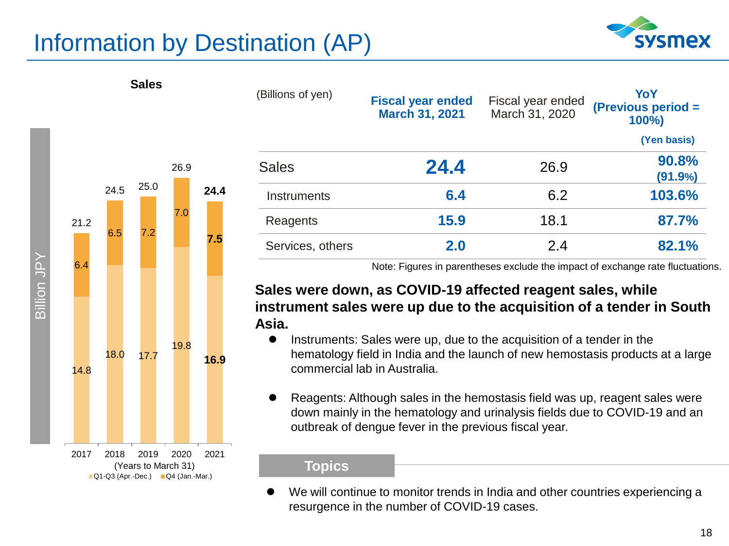# Information by Destination (AP)

**Sales**

Billion JPY

| (Years to March 31) | 2017 | 2018 | 2019 | 2020 | 2021 |
|---|---|---|---|---|---|
| Q1-Q3 (Apr.-Dec.) | 14.8 | 18.0 | 17.7 | 19.8 | **16.9** |
| Q4 (Jan.-Mar.) | 6.4 | 6.5 | 7.2 | 7.0 | **7.5** |
| Total | 21.2 | 24.5 | 25.0 | 26.9 | **24.4** |

| (Billions of yen) | **Fiscal year ended March 31, 2021** | Fiscal year ended March 31, 2020 | **YoY (Previous period = 100%) (Yen basis)** |
|---|---|---|---|
| Sales | **24.4** | 26.9 | **90.8% (91.9%)** |
| Instruments | **6.4** | 6.2 | **103.6%** |
| Reagents | **15.9** | 18.1 | **87.7%** |
| Services, others | **2.0** | 2.4 | **82.1%** |

Note: Figures in parentheses exclude the impact of exchange rate fluctuations.

**Sales were down, as COVID-19 affected reagent sales, while instrument sales were up due to the acquisition of a tender in South Asia.**

- Instruments: Sales were up, due to the acquisition of a tender in the hematology field in India and the launch of new hemostasis products at a large commercial lab in Australia.
- Reagents: Although sales in the hemostasis field was up, reagent sales were down mainly in the hematology and urinalysis fields due to COVID-19 and an outbreak of dengue fever in the previous fiscal year.

**Topics**

- We will continue to monitor trends in India and other countries experiencing a resurgence in the number of COVID-19 cases.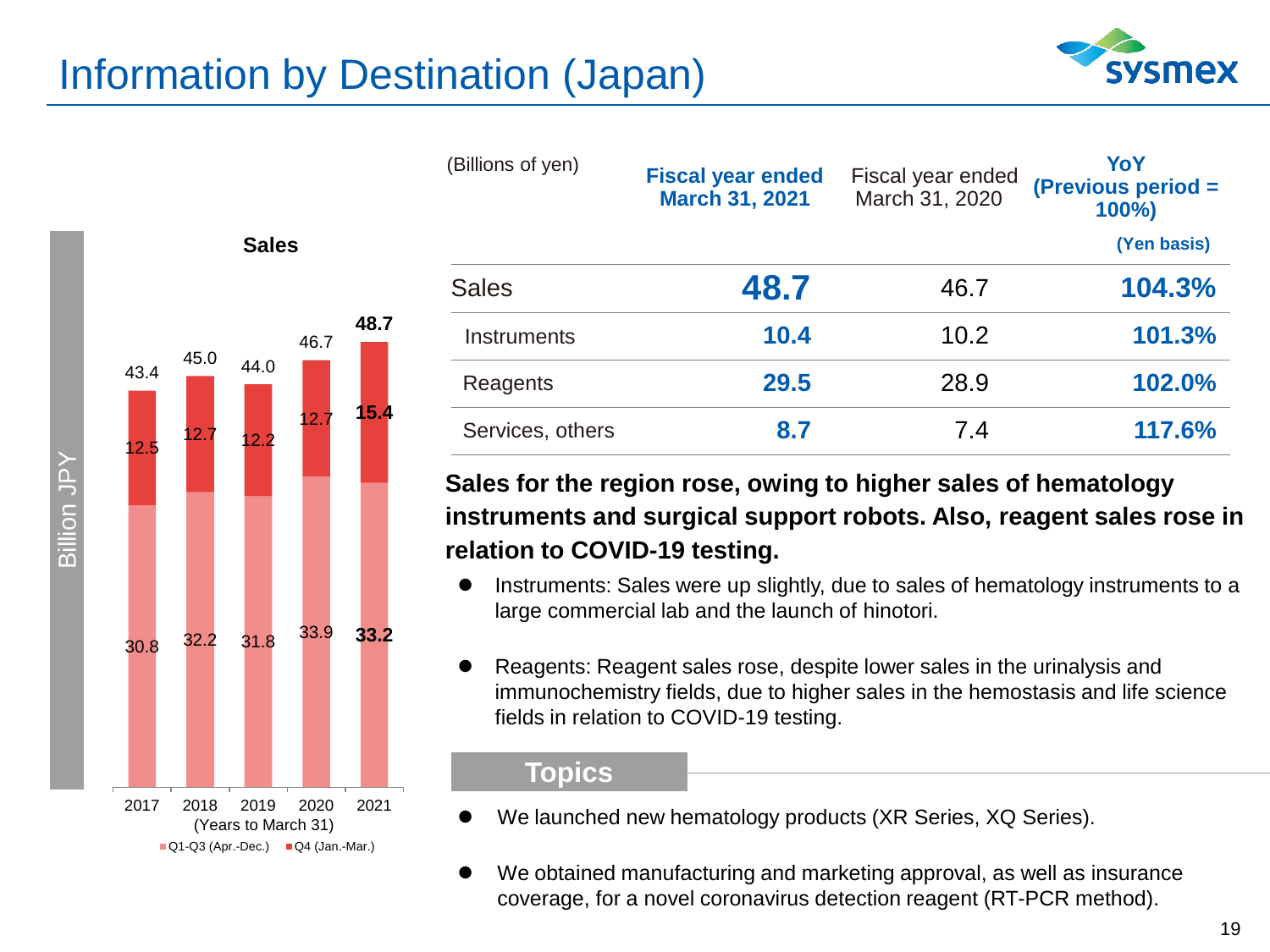# Information by Destination (Japan)

**Sales**

Billion JPY

| Years to March 31 | 2017 | 2018 | 2019 | 2020 | 2021 |
|---|---|---|---|---|---|
| Q1-Q3 (Apr.-Dec.) | 30.8 | 32.2 | 31.8 | 33.9 | **33.2** |
| Q4 (Jan.-Mar.) | 12.5 | 12.7 | 12.2 | 12.7 | **15.4** |
| Total | 43.4 | 45.0 | 44.0 | 46.7 | **48.7** |

| (Billions of yen) | **Fiscal year ended March 31, 2021** | Fiscal year ended March 31, 2020 | **YoY (Previous period = 100%) (Yen basis)** |
|---|---|---|---|
| Sales | **48.7** | 46.7 | **104.3%** |
| Instruments | **10.4** | 10.2 | **101.3%** |
| Reagents | **29.5** | 28.9 | **102.0%** |
| Services, others | **8.7** | 7.4 | **117.6%** |

**Sales for the region rose, owing to higher sales of hematology instruments and surgical support robots. Also, reagent sales rose in relation to COVID-19 testing.**

- Instruments: Sales were up slightly, due to sales of hematology instruments to a large commercial lab and the launch of hinotori.
- Reagents: Reagent sales rose, despite lower sales in the urinalysis and immunochemistry fields, due to higher sales in the hemostasis and life science fields in relation to COVID-19 testing.

## Topics

- We launched new hematology products (XR Series, XQ Series).
- We obtained manufacturing and marketing approval, as well as insurance coverage, for a novel coronavirus detection reagent (RT-PCR method).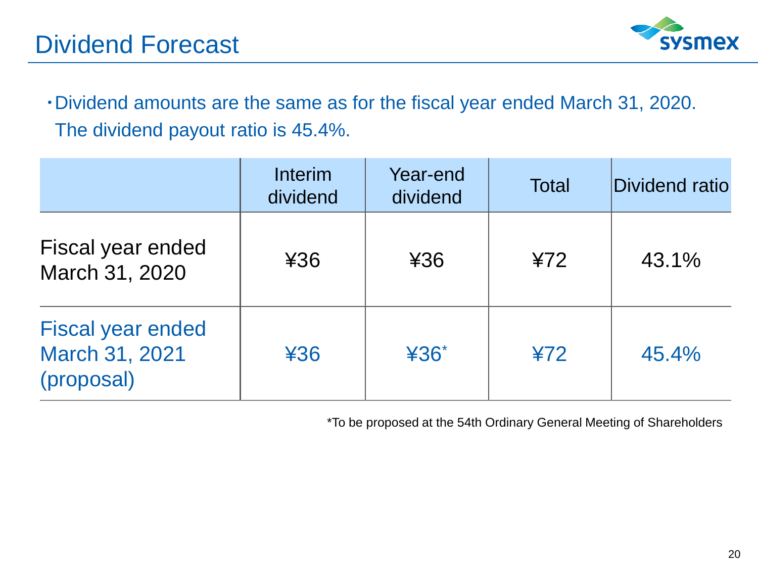# Dividend Forecast

- Dividend amounts are the same as for the fiscal year ended March 31, 2020. The dividend payout ratio is 45.4%.

| | Interim dividend | Year-end dividend | Total | Dividend ratio |
|---|---|---|---|---|
| Fiscal year ended March 31, 2020 | ¥36 | ¥36 | ¥72 | 43.1% |
| Fiscal year ended March 31, 2021 (proposal) | ¥36 | ¥36* | ¥72 | 45.4% |

*To be proposed at the 54th Ordinary General Meeting of Shareholders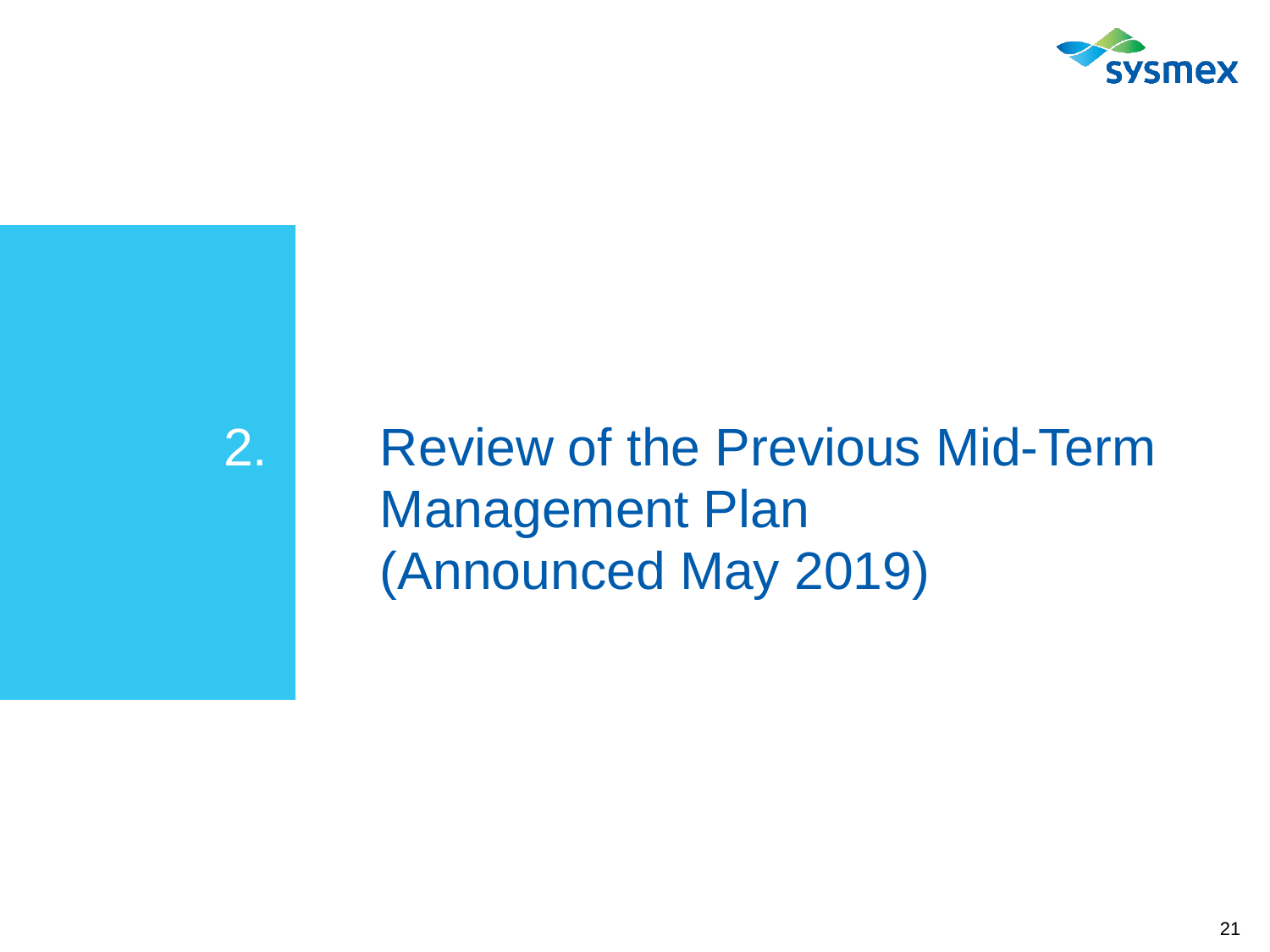# 2. Review of the Previous Mid-Term Management Plan (Announced May 2019)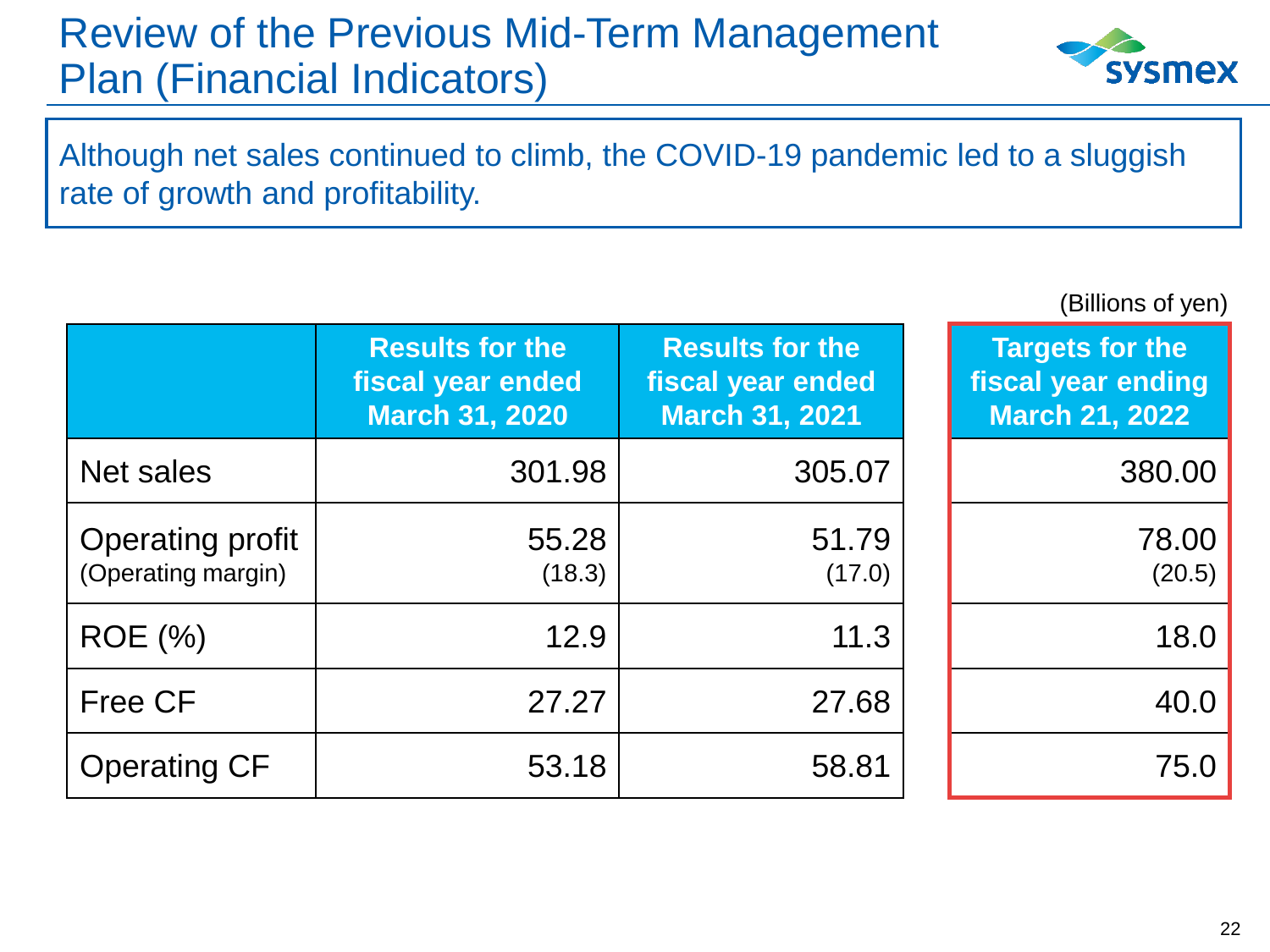# Review of the Previous Mid-Term Management Plan (Financial Indicators)

Although net sales continued to climb, the COVID-19 pandemic led to a sluggish rate of growth and profitability.

(Billions of yen)

| | Results for the fiscal year ended March 31, 2020 | Results for the fiscal year ended March 31, 2021 | Targets for the fiscal year ending March 21, 2022 |
|---|---|---|---|
| Net sales | 301.98 | 305.07 | 380.00 |
| Operating profit (Operating margin) | 55.28 (18.3) | 51.79 (17.0) | 78.00 (20.5) |
| ROE (%) | 12.9 | 11.3 | 18.0 |
| Free CF | 27.27 | 27.68 | 40.0 |
| Operating CF | 53.18 | 58.81 | 75.0 |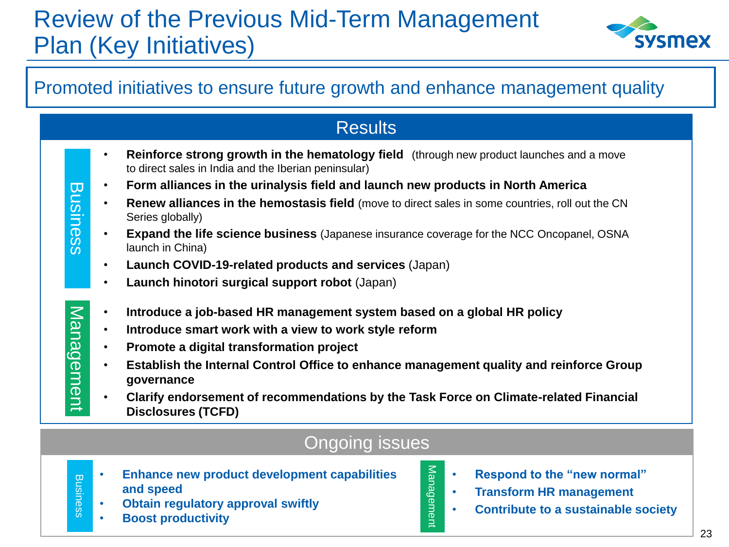# Review of the Previous Mid-Term Management Plan (Key Initiatives)

**Promoted initiatives to ensure future growth and enhance management quality**

## Results

### Business

- **Reinforce strong growth in the hematology field** (through new product launches and a move to direct sales in India and the Iberian peninsular)
- **Form alliances in the urinalysis field and launch new products in North America**
- **Renew alliances in the hemostasis field** (move to direct sales in some countries, roll out the CN Series globally)
- **Expand the life science business** (Japanese insurance coverage for the NCC Oncopanel, OSNA launch in China)
- **Launch COVID-19-related products and services** (Japan)
- **Launch hinotori surgical support robot** (Japan)

### Management

- **Introduce a job-based HR management system based on a global HR policy**
- **Introduce smart work with a view to work style reform**
- **Promote a digital transformation project**
- **Establish the Internal Control Office to enhance management quality and reinforce Group governance**
- **Clarify endorsement of recommendations by the Task Force on Climate-related Financial Disclosures (TCFD)**

## Ongoing issues

### Business

- **Enhance new product development capabilities and speed**
- **Obtain regulatory approval swiftly**
- **Boost productivity**

### Management

- **Respond to the "new normal"**
- **Transform HR management**
- **Contribute to a sustainable society**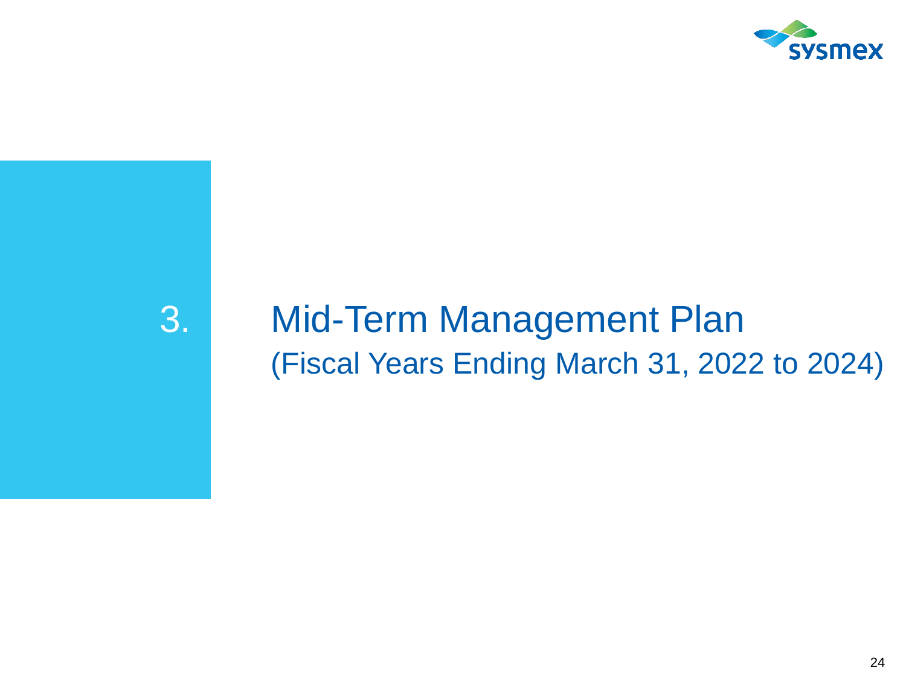# 3. Mid-Term Management Plan

(Fiscal Years Ending March 31, 2022 to 2024)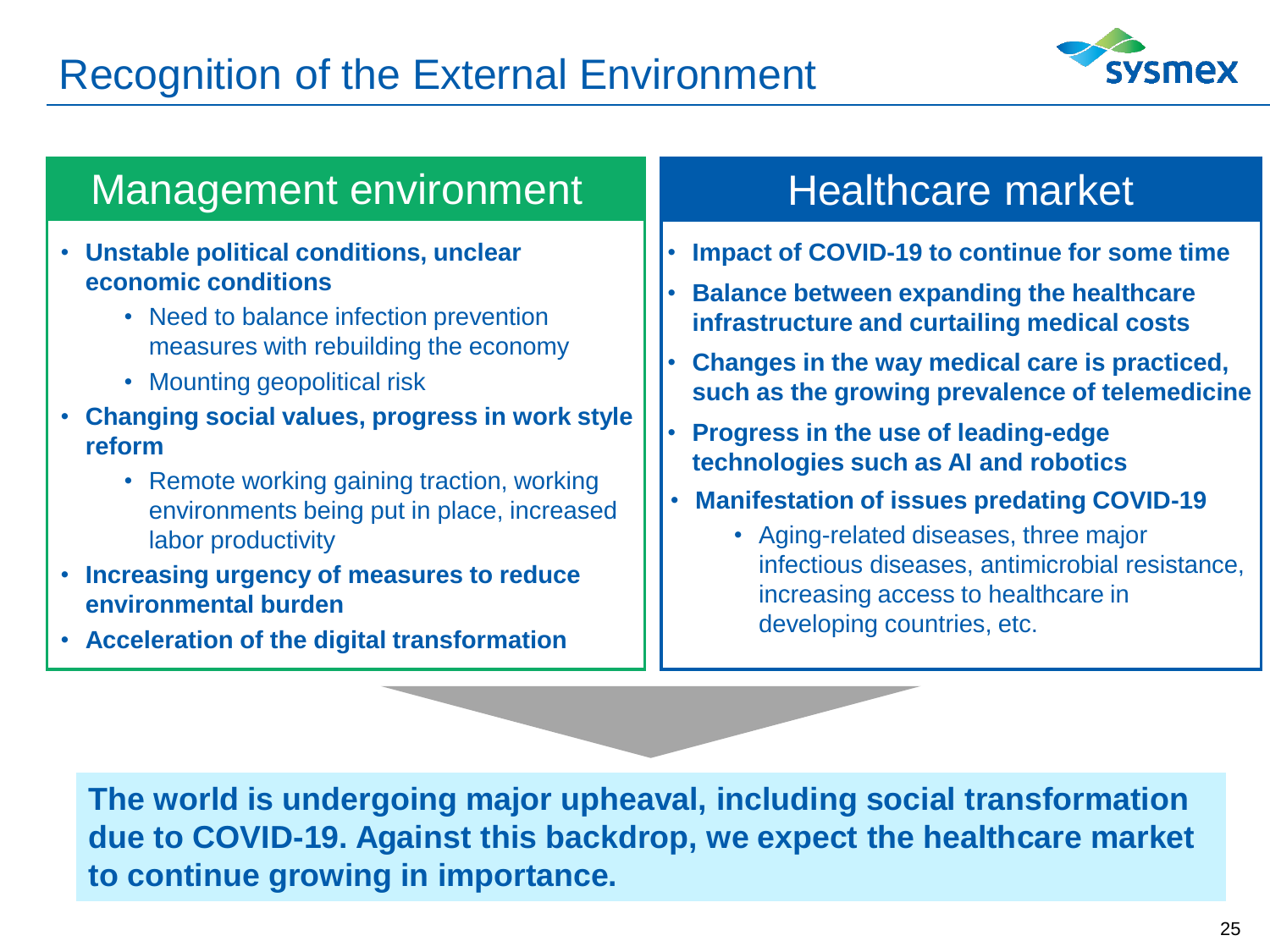# Recognition of the External Environment

## Management environment

- **Unstable political conditions, unclear economic conditions**
  - Need to balance infection prevention measures with rebuilding the economy
  - Mounting geopolitical risk
- **Changing social values, progress in work style reform**
  - Remote working gaining traction, working environments being put in place, increased labor productivity
- **Increasing urgency of measures to reduce environmental burden**
- **Acceleration of the digital transformation**

## Healthcare market

- **Impact of COVID-19 to continue for some time**
- **Balance between expanding the healthcare infrastructure and curtailing medical costs**
- **Changes in the way medical care is practiced, such as the growing prevalence of telemedicine**
- **Progress in the use of leading-edge technologies such as AI and robotics**
- **Manifestation of issues predating COVID-19**
  - Aging-related diseases, three major infectious diseases, antimicrobial resistance, increasing access to healthcare in developing countries, etc.

**The world is undergoing major upheaval, including social transformation due to COVID-19. Against this backdrop, we expect the healthcare market to continue growing in importance.**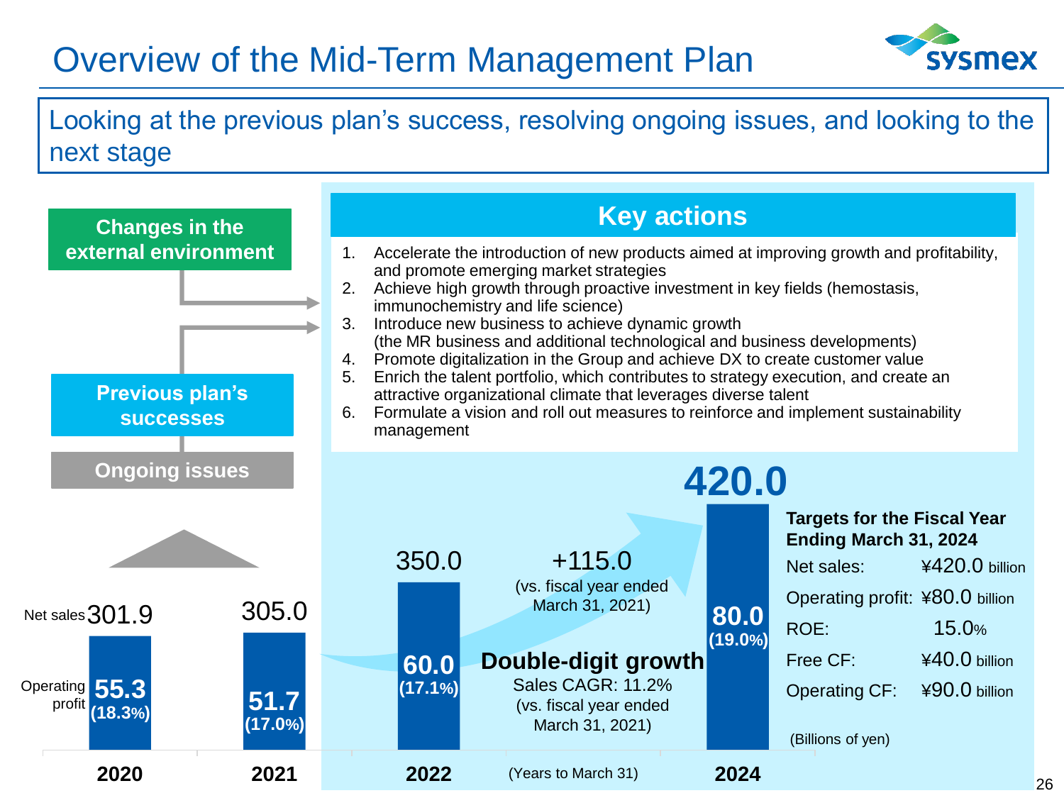# Overview of the Mid-Term Management Plan

Looking at the previous plan's success, resolving ongoing issues, and looking to the next stage

**Changes in the external environment**

**Previous plan's successes**

**Ongoing issues**

## Key actions

1. Accelerate the introduction of new products aimed at improving growth and profitability, and promote emerging market strategies
2. Achieve high growth through proactive investment in key fields (hemostasis, immunochemistry and life science)
3. Introduce new business to achieve dynamic growth (the MR business and additional technological and business developments)
4. Promote digitalization in the Group and achieve DX to create customer value
5. Enrich the talent portfolio, which contributes to strategy execution, and create an attractive organizational climate that leverages diverse talent
6. Formulate a vision and roll out measures to reinforce and implement sustainability management

| (Years to March 31) | 2020 | 2021 | 2022 | 2024 |
|---|---|---|---|---|
| Net sales | 301.9 | 305.0 | 350.0 | 420.0 |
| Operating profit | 55.3 (18.3%) | 51.7 (17.0%) | 60.0 (17.1%) | 80.0 (19.0%) |

+115.0 (vs. fiscal year ended March 31, 2021)

**Double-digit growth**
Sales CAGR: 11.2% (vs. fiscal year ended March 31, 2021)

**Targets for the Fiscal Year Ending March 31, 2024**

| | |
|---|---|
| Net sales: | ¥420.0 billion |
| Operating profit: | ¥80.0 billion |
| ROE: | 15.0% |
| Free CF: | ¥40.0 billion |
| Operating CF: | ¥90.0 billion |

(Billions of yen)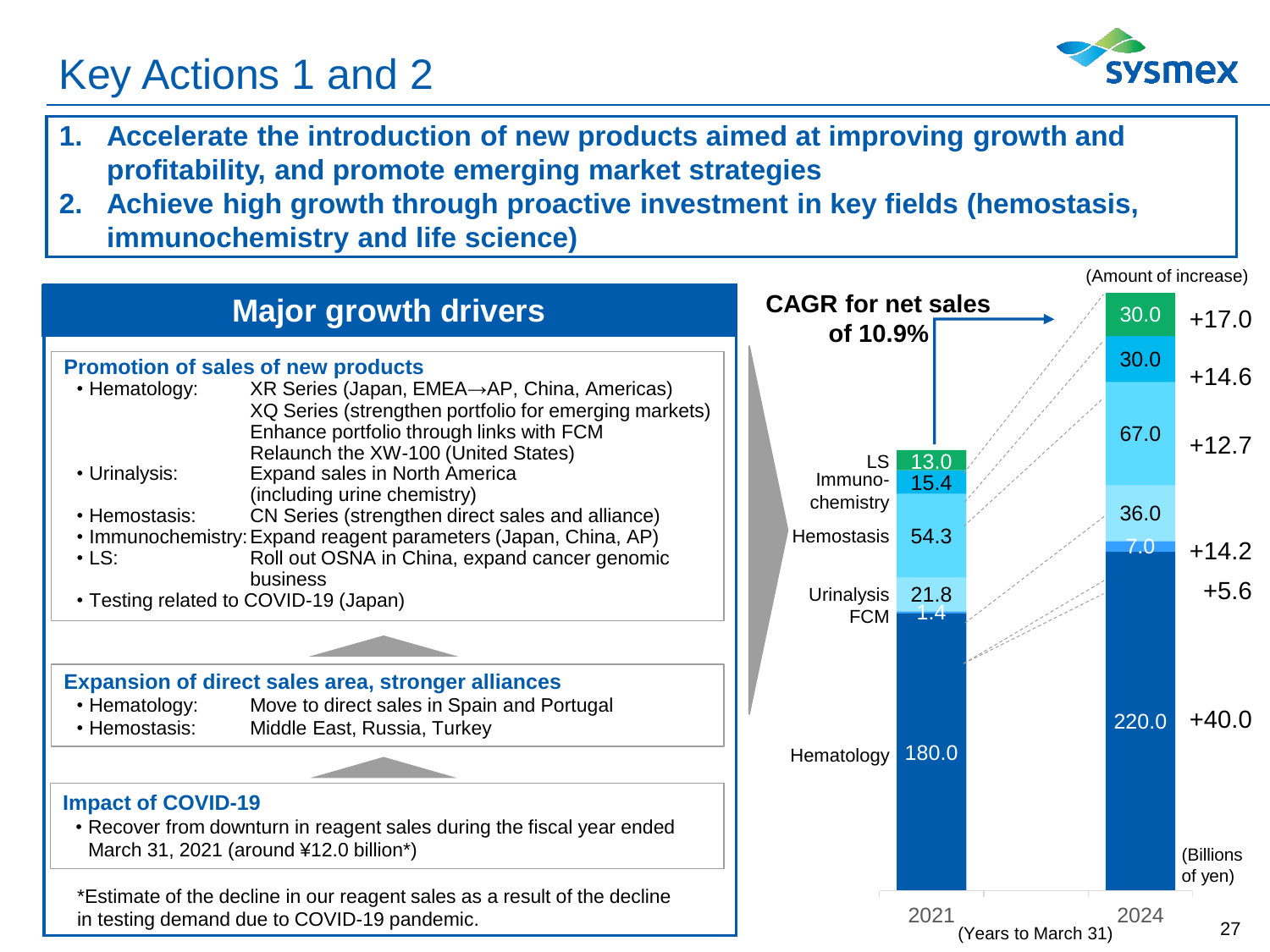# Key Actions 1 and 2

1. **Accelerate the introduction of new products aimed at improving growth and profitability, and promote emerging market strategies**
2. **Achieve high growth through proactive investment in key fields (hemostasis, immunochemistry and life science)**

## Major growth drivers

### Promotion of sales of new products

- Hematology: XR Series (Japan, EMEA→AP, China, Americas)
  XQ Series (strengthen portfolio for emerging markets)
  Enhance portfolio through links with FCM
  Relaunch the XW-100 (United States)
- Urinalysis: Expand sales in North America (including urine chemistry)
- Hemostasis: CN Series (strengthen direct sales and alliance)
- Immunochemistry: Expand reagent parameters (Japan, China, AP)
- LS: Roll out OSNA in China, expand cancer genomic business
- Testing related to COVID-19 (Japan)

### Expansion of direct sales area, stronger alliances

- Hematology: Move to direct sales in Spain and Portugal
- Hemostasis: Middle East, Russia, Turkey

### Impact of COVID-19

- Recover from downturn in reagent sales during the fiscal year ended March 31, 2021 (around ¥12.0 billion*)

*Estimate of the decline in our reagent sales as a result of the decline in testing demand due to COVID-19 pandemic.

**CAGR for net sales of 10.9%**

(Billions of yen)

| | 2021 | 2024 | (Amount of increase) |
|---|---|---|---|
| LS | 13.0 | 30.0 | +17.0 |
| Immunochemistry | 15.4 | 30.0 | +14.6 |
| Hemostasis | 54.3 | 67.0 | +12.7 |
| Urinalysis | 21.8 | 36.0 | +14.2 |
| FCM | 1.4 | 7.0 | +5.6 |
| Hematology | 180.0 | 220.0 | +40.0 |

(Years to March 31)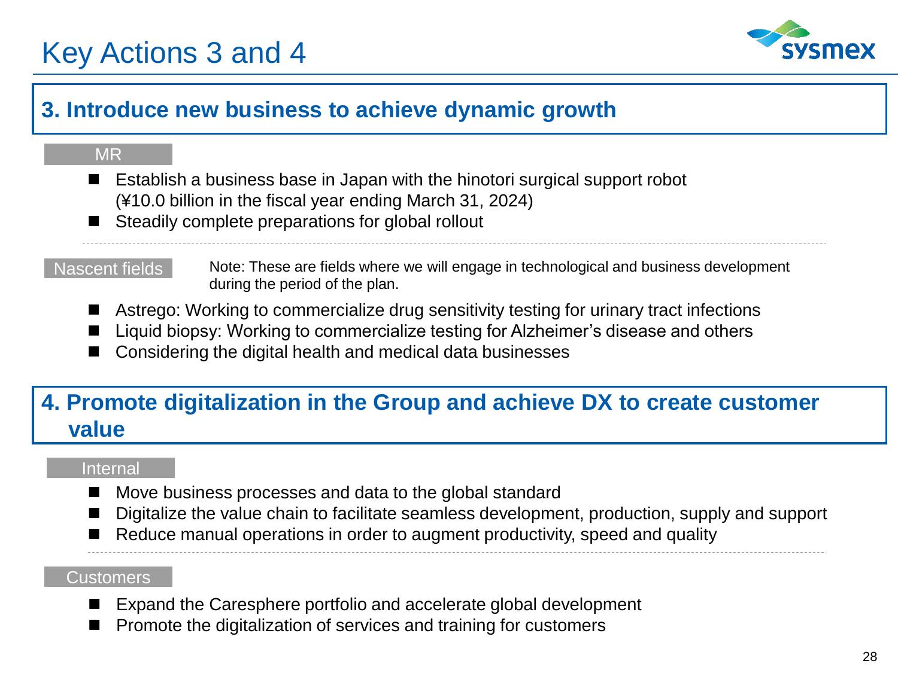# Key Actions 3 and 4

## 3. Introduce new business to achieve dynamic growth

**MR**

- Establish a business base in Japan with the hinotori surgical support robot (¥10.0 billion in the fiscal year ending March 31, 2024)
- Steadily complete preparations for global rollout

**Nascent fields**

Note: These are fields where we will engage in technological and business development during the period of the plan.

- Astrego: Working to commercialize drug sensitivity testing for urinary tract infections
- Liquid biopsy: Working to commercialize testing for Alzheimer's disease and others
- Considering the digital health and medical data businesses

## 4. Promote digitalization in the Group and achieve DX to create customer value

**Internal**

- Move business processes and data to the global standard
- Digitalize the value chain to facilitate seamless development, production, supply and support
- Reduce manual operations in order to augment productivity, speed and quality

**Customers**

- Expand the Caresphere portfolio and accelerate global development
- Promote the digitalization of services and training for customers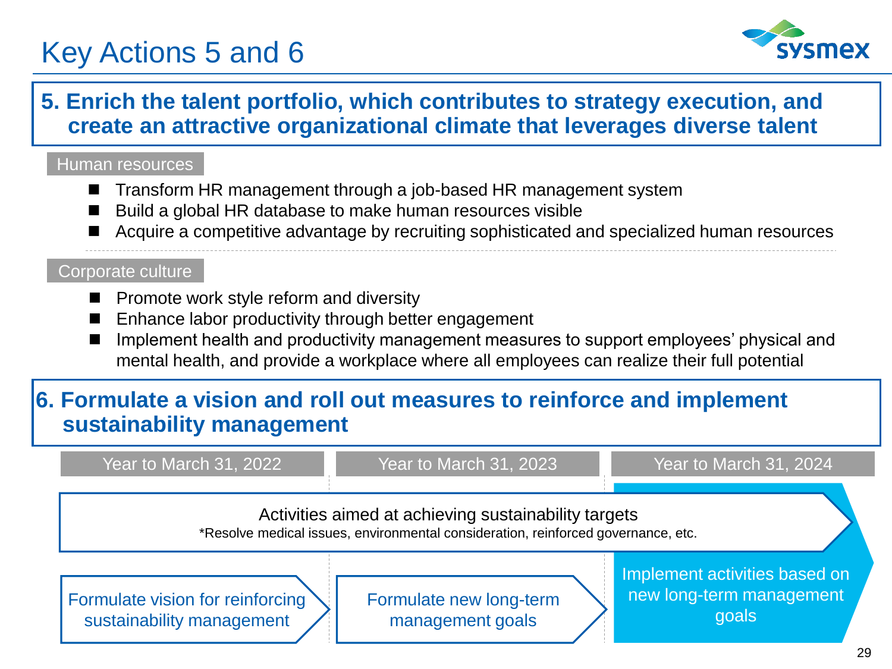# Key Actions 5 and 6

## 5. Enrich the talent portfolio, which contributes to strategy execution, and create an attractive organizational climate that leverages diverse talent

**Human resources**

- Transform HR management through a job-based HR management system
- Build a global HR database to make human resources visible
- Acquire a competitive advantage by recruiting sophisticated and specialized human resources

**Corporate culture**

- Promote work style reform and diversity
- Enhance labor productivity through better engagement
- Implement health and productivity management measures to support employees' physical and mental health, and provide a workplace where all employees can realize their full potential

## 6. Formulate a vision and roll out measures to reinforce and implement sustainability management

| Year to March 31, 2022 | Year to March 31, 2023 | Year to March 31, 2024 |
|---|---|---|
| Activities aimed at achieving sustainability targets<br>*Resolve medical issues, environmental consideration, reinforced governance, etc. | | |
| Formulate vision for reinforcing sustainability management | Formulate new long-term management goals | Implement activities based on new long-term management goals |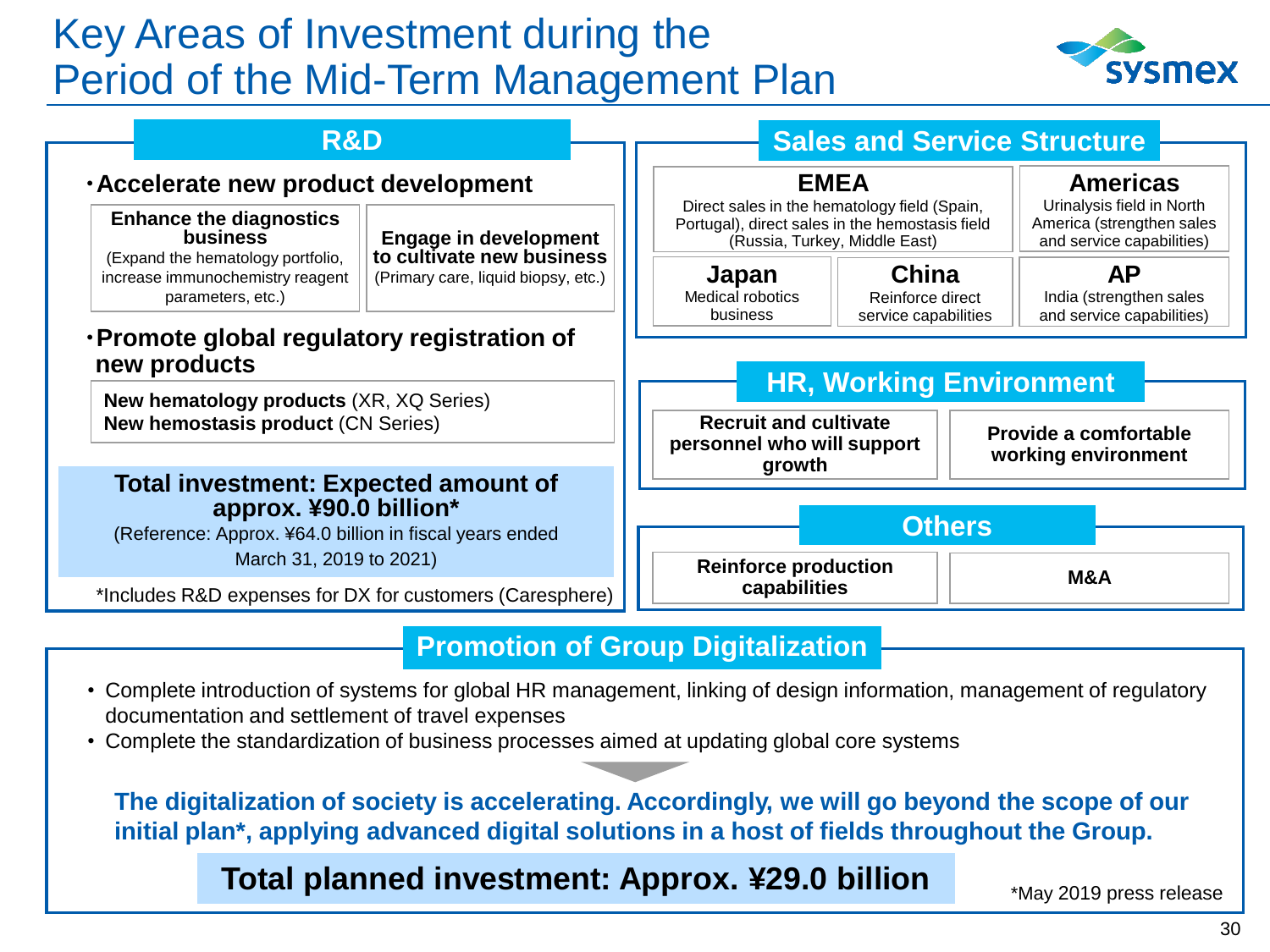# Key Areas of Investment during the Period of the Mid-Term Management Plan

## R&D

- **Accelerate new product development**

| **Enhance the diagnostics business** (Expand the hematology portfolio, increase immunochemistry reagent parameters, etc.) | **Engage in development to cultivate new business** (Primary care, liquid biopsy, etc.) |
|---|---|

- **Promote global regulatory registration of new products**

**New hematology products** (XR, XQ Series)
**New hemostasis product** (CN Series)

**Total investment: Expected amount of approx. ¥90.0 billion***
(Reference: Approx. ¥64.0 billion in fiscal years ended March 31, 2019 to 2021)

*Includes R&D expenses for DX for customers (Caresphere)

## Sales and Service Structure

**EMEA**
Direct sales in the hematology field (Spain, Portugal), direct sales in the hemostasis field (Russia, Turkey, Middle East)

**Americas**
Urinalysis field in North America (strengthen sales and service capabilities)

**Japan**
Medical robotics business

**China**
Reinforce direct service capabilities

**AP**
India (strengthen sales and service capabilities)

## HR, Working Environment

- **Recruit and cultivate personnel who will support growth**
- **Provide a comfortable working environment**

## Others

- **Reinforce production capabilities**
- **M&A**

## Promotion of Group Digitalization

- Complete introduction of systems for global HR management, linking of design information, management of regulatory documentation and settlement of travel expenses
- Complete the standardization of business processes aimed at updating global core systems

**The digitalization of society is accelerating. Accordingly, we will go beyond the scope of our initial plan*, applying advanced digital solutions in a host of fields throughout the Group.**

**Total planned investment: Approx. ¥29.0 billion**

*May 2019 press release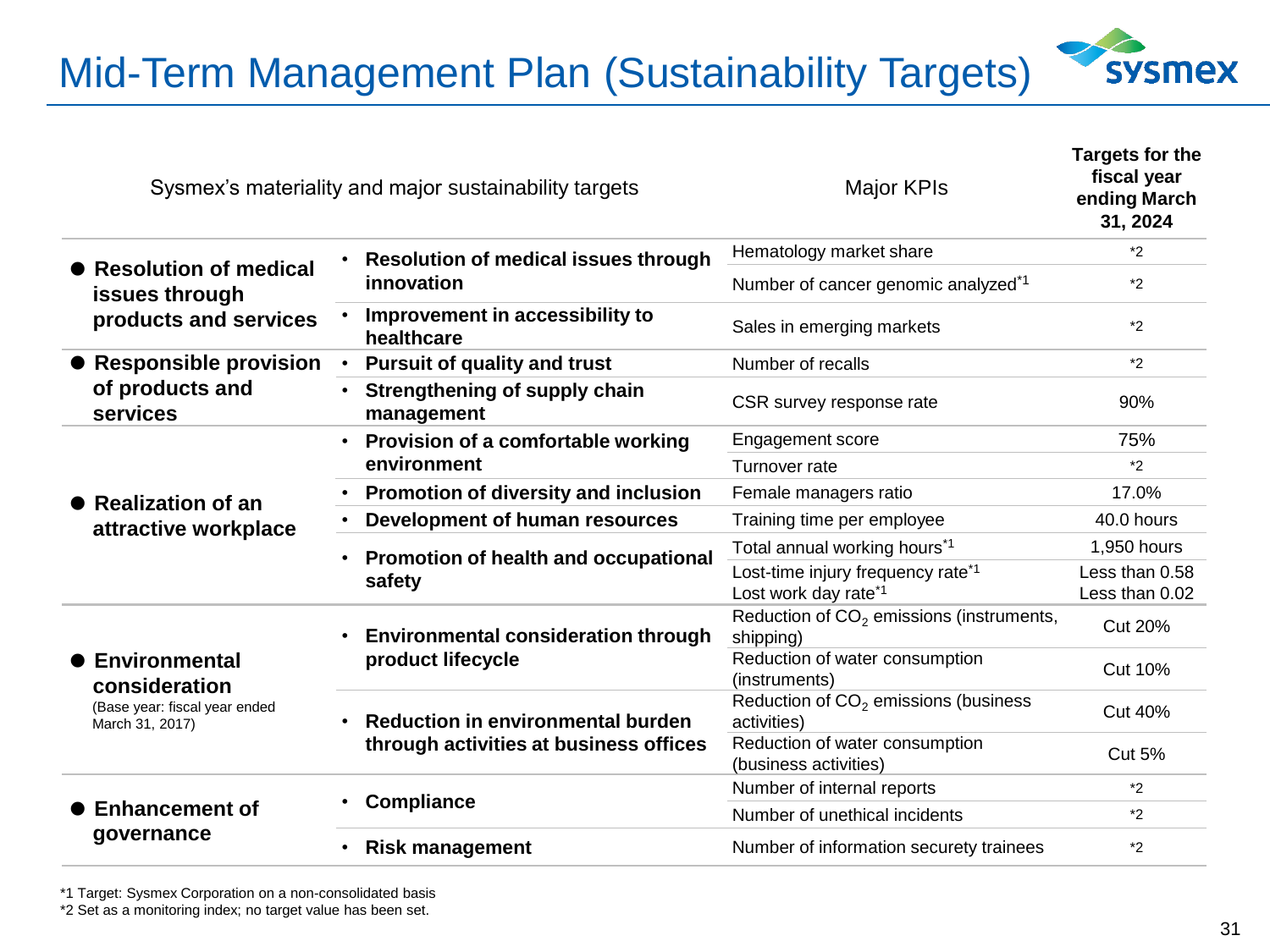# Mid-Term Management Plan (Sustainability Targets)

| Sysmex's materiality and major sustainability targets | | Major KPIs | Targets for the fiscal year ending March 31, 2024 |
|---|---|---|---|
| ● **Resolution of medical issues through products and services** | • **Resolution of medical issues through innovation** | Hematology market share | *2 |
| | | Number of cancer genomic analyzed*1 | *2 |
| | • **Improvement in accessibility to healthcare** | Sales in emerging markets | *2 |
| ● **Responsible provision of products and services** | • **Pursuit of quality and trust** | Number of recalls | *2 |
| | • **Strengthening of supply chain management** | CSR survey response rate | 90% |
| ● **Realization of an attractive workplace** | • **Provision of a comfortable working environment** | Engagement score | 75% |
| | | Turnover rate | *2 |
| | • **Promotion of diversity and inclusion** | Female managers ratio | 17.0% |
| | • **Development of human resources** | Training time per employee | 40.0 hours |
| | • **Promotion of health and occupational safety** | Total annual working hours*1 | 1,950 hours |
| | | Lost-time injury frequency rate*1<br>Lost work day rate*1 | Less than 0.58<br>Less than 0.02 |
| ● **Environmental consideration**<br>(Base year: fiscal year ended March 31, 2017) | • **Environmental consideration through product lifecycle** | Reduction of $CO_2$ emissions (instruments, shipping) | Cut 20% |
| | | Reduction of water consumption (instruments) | Cut 10% |
| | • **Reduction in environmental burden through activities at business offices** | Reduction of $CO_2$ emissions (business activities) | Cut 40% |
| | | Reduction of water consumption (business activities) | Cut 5% |
| ● **Enhancement of governance** | • **Compliance** | Number of internal reports | *2 |
| | | Number of unethical incidents | *2 |
| | • **Risk management** | Number of information securety trainees | *2 |

*1 Target: Sysmex Corporation on a non-consolidated basis
*2 Set as a monitoring index; no target value has been set.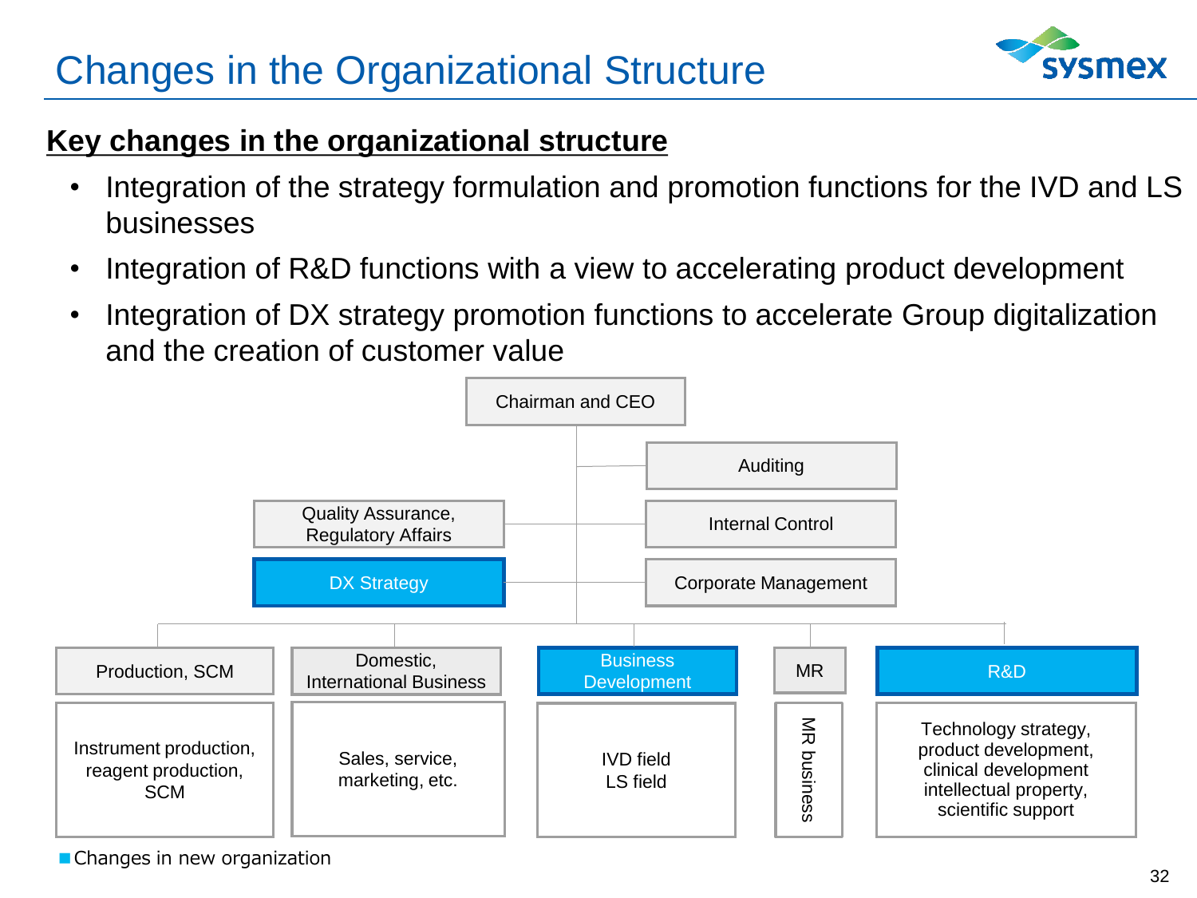# Changes in the Organizational Structure

## Key changes in the organizational structure

- Integration of the strategy formulation and promotion functions for the IVD and LS businesses
- Integration of R&D functions with a view to accelerating product development
- Integration of DX strategy promotion functions to accelerate Group digitalization and the creation of customer value

Chairman and CEO

- Auditing
- Quality Assurance, Regulatory Affairs
- Internal Control
- DX Strategy
- Corporate Management

| Production, SCM | Domestic, International Business | Business Development | MR | R&D |
|---|---|---|---|---|
| Instrument production, reagent production, SCM | Sales, service, marketing, etc. | IVD field<br>LS field | MR business | Technology strategy, product development, clinical development intellectual property, scientific support |

■Changes in new organization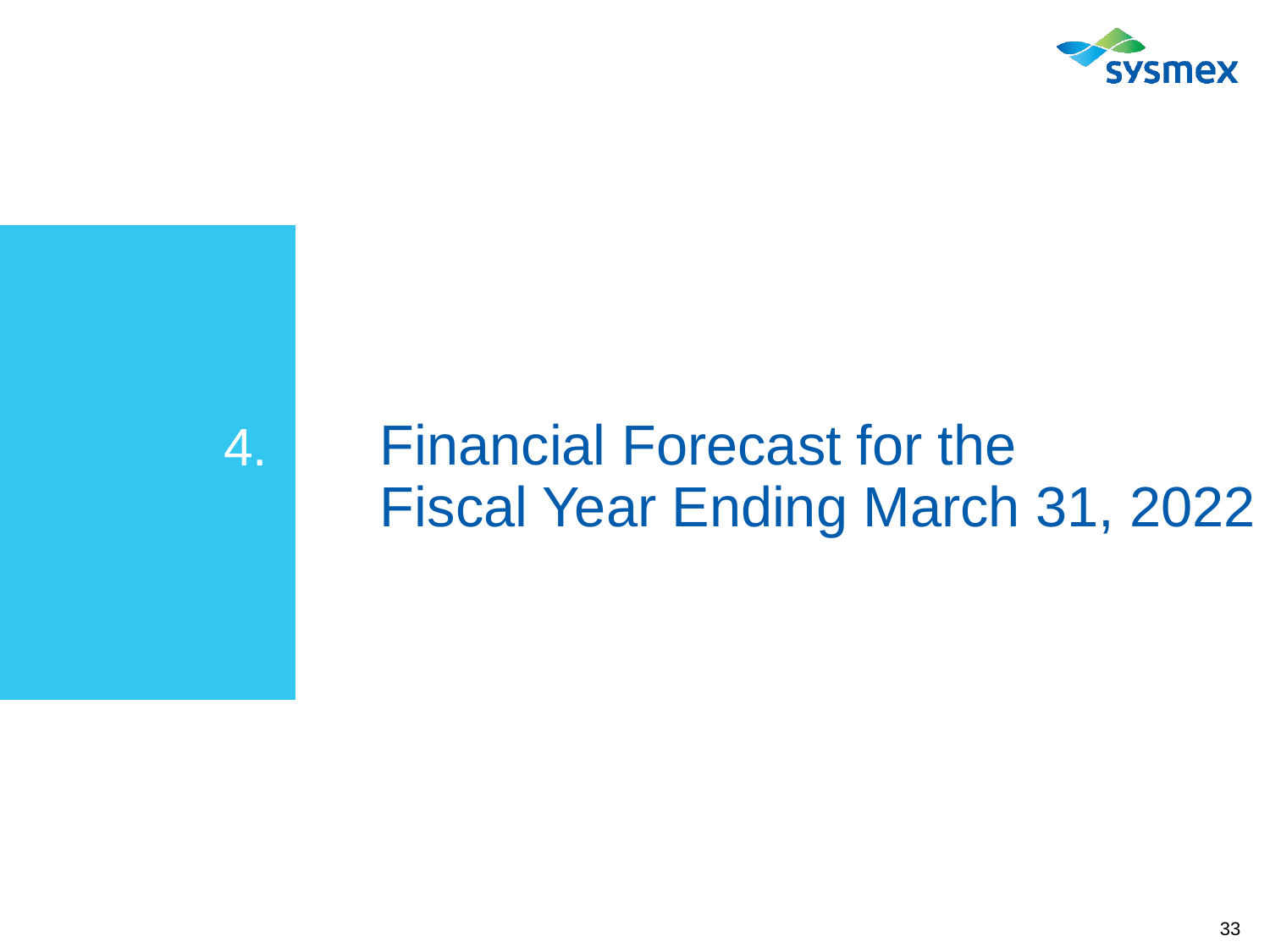# 4. Financial Forecast for the Fiscal Year Ending March 31, 2022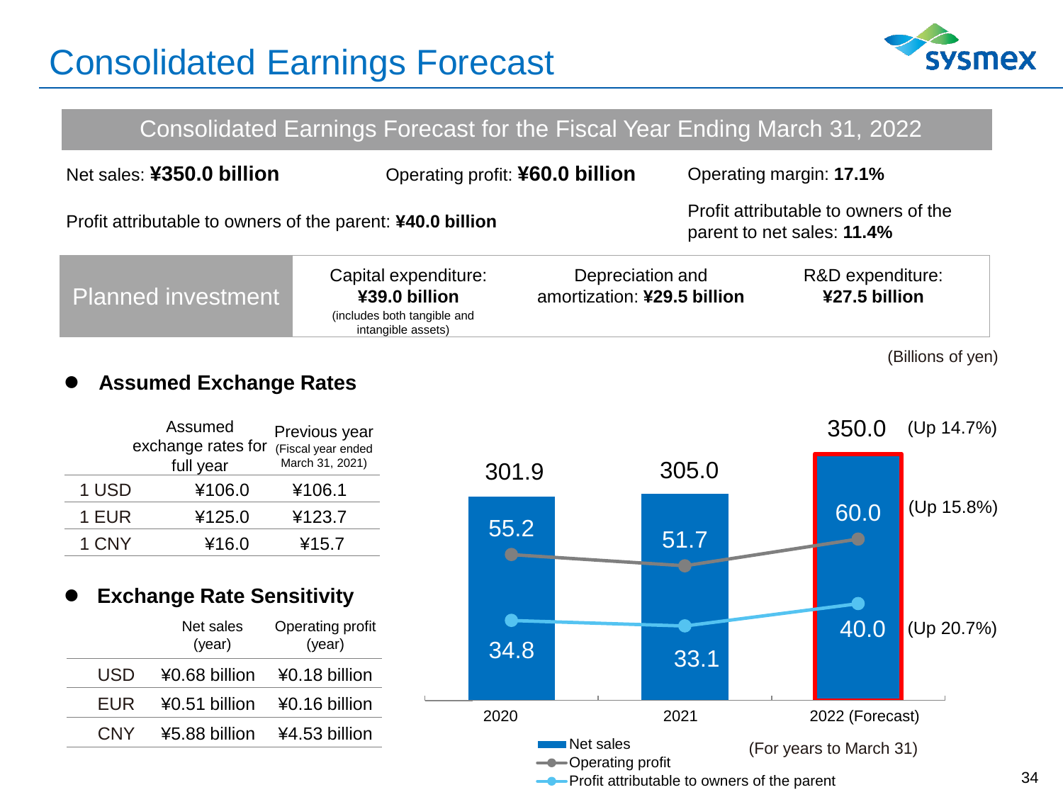# Consolidated Earnings Forecast

## Consolidated Earnings Forecast for the Fiscal Year Ending March 31, 2022

Net sales: **¥350.0 billion**

Operating profit: **¥60.0 billion**

Operating margin: **17.1%**

Profit attributable to owners of the parent: **¥40.0 billion**

Profit attributable to owners of the parent to net sales: **11.4%**

| Planned investment | Capital expenditure: **¥39.0 billion** (includes both tangible and intangible assets) | Depreciation and amortization: **¥29.5 billion** | R&D expenditure: **¥27.5 billion** |
|---|---|---|---|

- **Assumed Exchange Rates**

| | Assumed exchange rates for full year | Previous year (Fiscal year ended March 31, 2021) |
|---|---|---|
| 1 USD | ¥106.0 | ¥106.1 |
| 1 EUR | ¥125.0 | ¥123.7 |
| 1 CNY | ¥16.0 | ¥15.7 |

- **Exchange Rate Sensitivity**

| | Net sales (year) | Operating profit (year) |
|---|---|---|
| USD | ¥0.68 billion | ¥0.18 billion |
| EUR | ¥0.51 billion | ¥0.16 billion |
| CNY | ¥5.88 billion | ¥4.53 billion |

(Billions of yen)

| | 2020 | 2021 | 2022 (Forecast) | |
|---|---|---|---|---|
| Net sales | 301.9 | 305.0 | 350.0 | (Up 14.7%) |
| Operating profit | 55.2 | 51.7 | 60.0 | (Up 15.8%) |
| Profit attributable to owners of the parent | 34.8 | 33.1 | 40.0 | (Up 20.7%) |

(For years to March 31)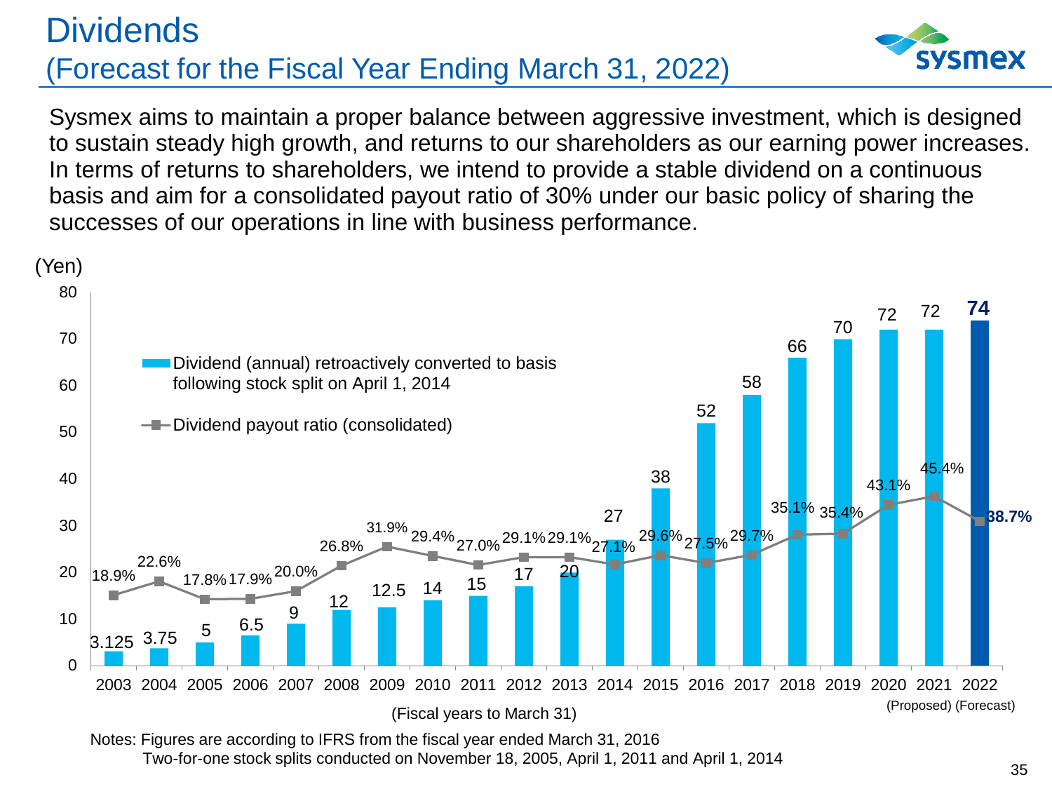# Dividends
## (Forecast for the Fiscal Year Ending March 31, 2022)

Sysmex aims to maintain a proper balance between aggressive investment, which is designed to sustain steady high growth, and returns to our shareholders as our earning power increases. In terms of returns to shareholders, we intend to provide a stable dividend on a continuous basis and aim for a consolidated payout ratio of 30% under our basic policy of sharing the successes of our operations in line with business performance.

| Fiscal years to March 31 | Dividend (annual) retroactively converted to basis following stock split on April 1, 2014 (Yen) | Dividend payout ratio (consolidated) |
|---|---|---|
| 2003 | 3.125 | 18.9% |
| 2004 | 3.75 | 22.6% |
| 2005 | 5 | 17.8% |
| 2006 | 6.5 | 17.9% |
| 2007 | 9 | 20.0% |
| 2008 | 12 | 26.8% |
| 2009 | 12.5 | 31.9% |
| 2010 | 14 | 29.4% |
| 2011 | 15 | 27.0% |
| 2012 | 17 | 29.1% |
| 2013 | 20 | 29.1% |
| 2014 | 27 | 27.1% |
| 2015 | 38 | 29.6% |
| 2016 | 52 | 27.5% |
| 2017 | 58 | 29.7% |
| 2018 | 66 | 35.1% |
| 2019 | 70 | 35.4% |
| 2020 | 72 | 43.1% |
| 2021 (Proposed) | 72 | 45.4% |
| 2022 (Forecast) | **74** | **38.7%** |

Notes: Figures are according to IFRS from the fiscal year ended March 31, 2016
Two-for-one stock splits conducted on November 18, 2005, April 1, 2011 and April 1, 2014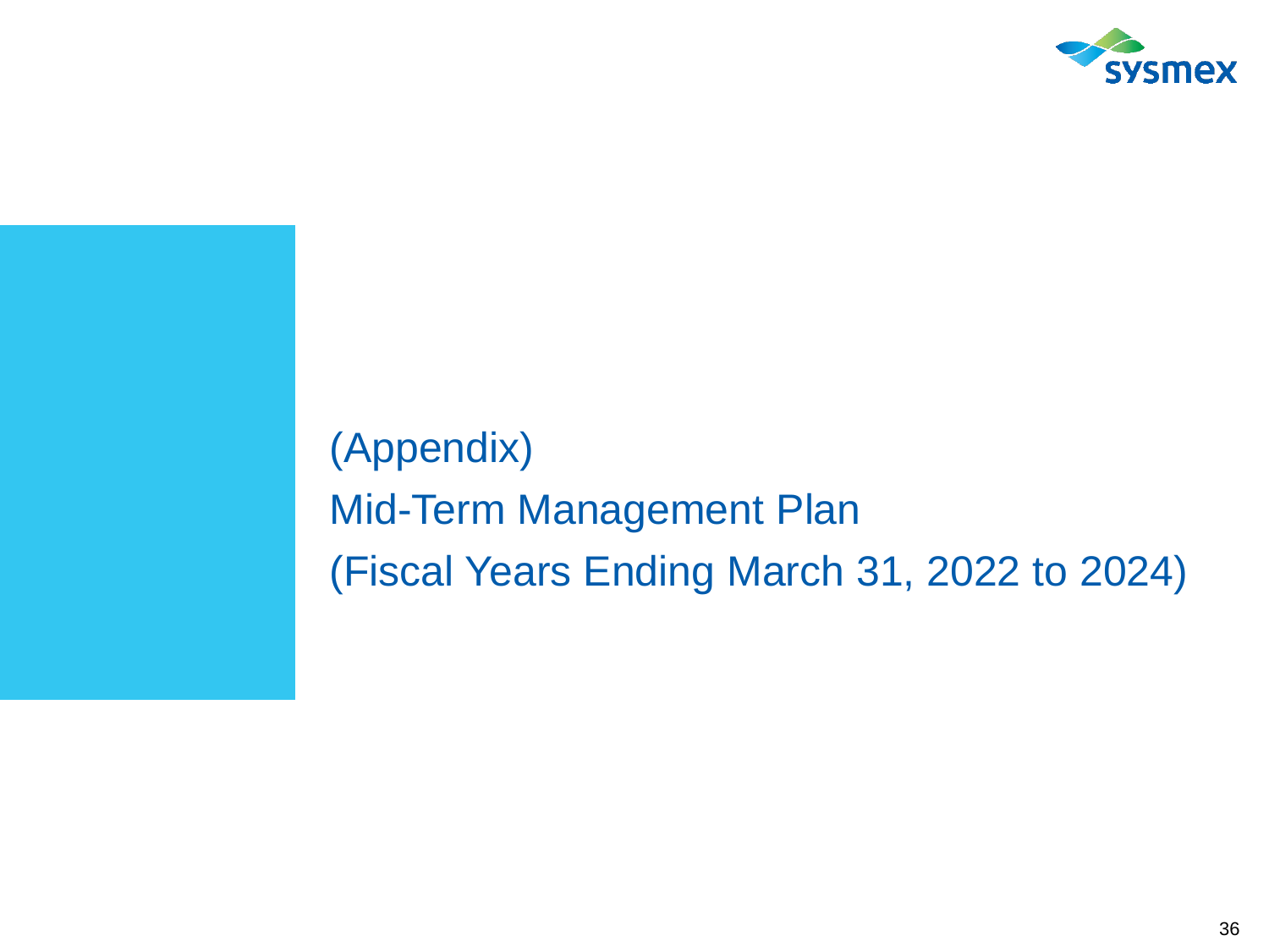# (Appendix)
# Mid-Term Management Plan
# (Fiscal Years Ending March 31, 2022 to 2024)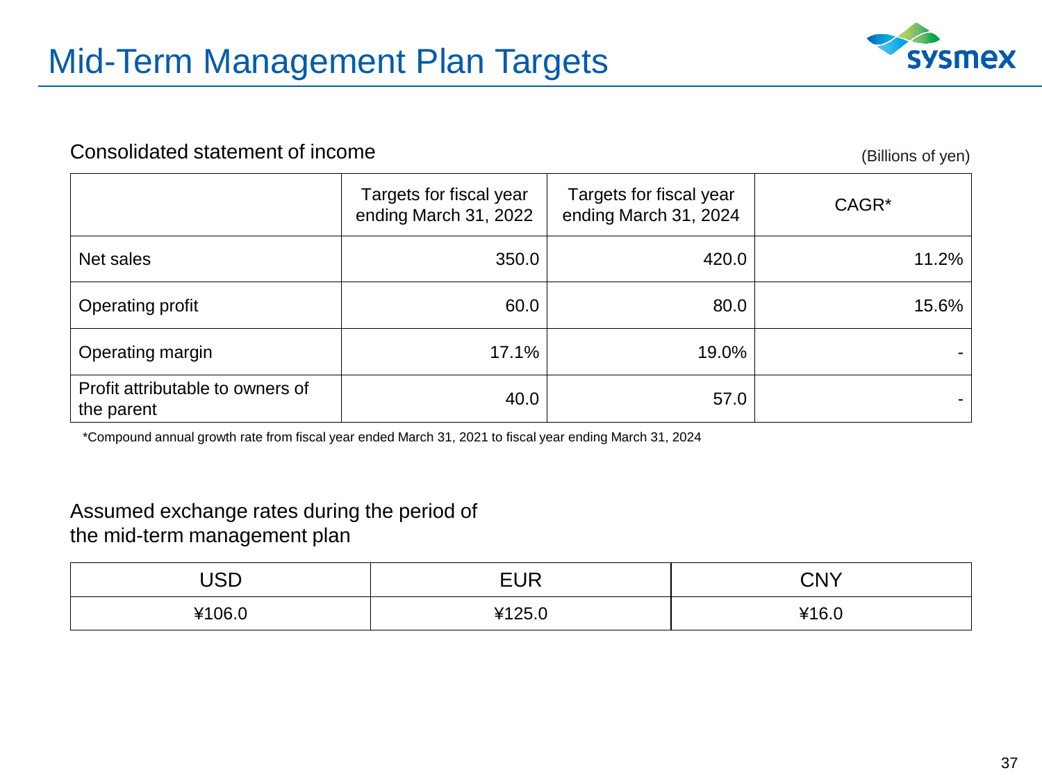# Mid-Term Management Plan Targets

## Consolidated statement of income

(Billions of yen)

| | Targets for fiscal year ending March 31, 2022 | Targets for fiscal year ending March 31, 2024 | CAGR* |
|---|---|---|---|
| Net sales | 350.0 | 420.0 | 11.2% |
| Operating profit | 60.0 | 80.0 | 15.6% |
| Operating margin | 17.1% | 19.0% | - |
| Profit attributable to owners of the parent | 40.0 | 57.0 | - |

*Compound annual growth rate from fiscal year ended March 31, 2021 to fiscal year ending March 31, 2024

## Assumed exchange rates during the period of the mid-term management plan

| USD | EUR | CNY |
|---|---|---|
| ¥106.0 | ¥125.0 | ¥16.0 |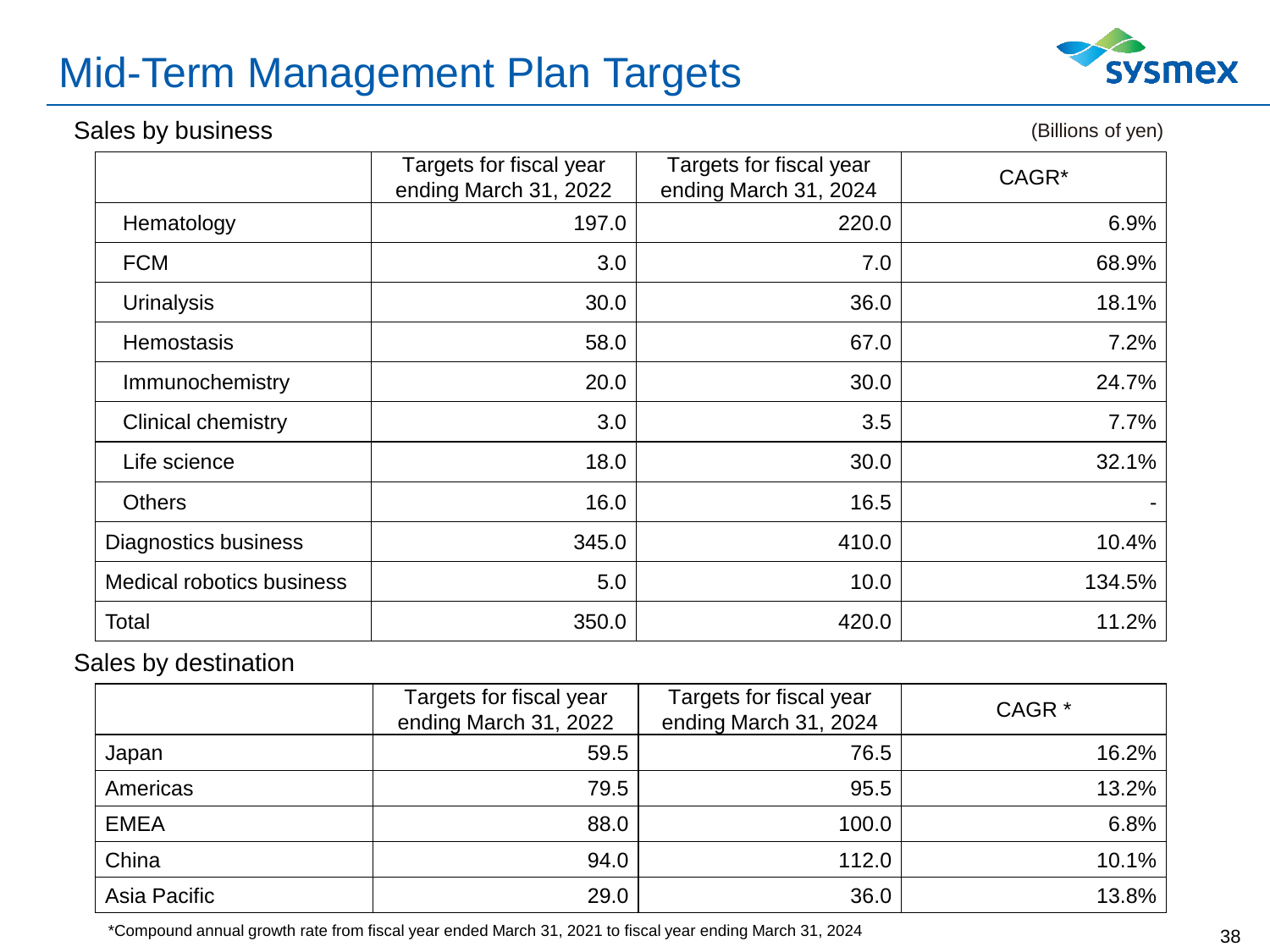# Mid-Term Management Plan Targets

## Sales by business

(Billions of yen)

| | Targets for fiscal year ending March 31, 2022 | Targets for fiscal year ending March 31, 2024 | CAGR* |
|---|---|---|---|
| Hematology | 197.0 | 220.0 | 6.9% |
| FCM | 3.0 | 7.0 | 68.9% |
| Urinalysis | 30.0 | 36.0 | 18.1% |
| Hemostasis | 58.0 | 67.0 | 7.2% |
| Immunochemistry | 20.0 | 30.0 | 24.7% |
| Clinical chemistry | 3.0 | 3.5 | 7.7% |
| Life science | 18.0 | 30.0 | 32.1% |
| Others | 16.0 | 16.5 | - |
| Diagnostics business | 345.0 | 410.0 | 10.4% |
| Medical robotics business | 5.0 | 10.0 | 134.5% |
| Total | 350.0 | 420.0 | 11.2% |

## Sales by destination

| | Targets for fiscal year ending March 31, 2022 | Targets for fiscal year ending March 31, 2024 | CAGR * |
|---|---|---|---|
| Japan | 59.5 | 76.5 | 16.2% |
| Americas | 79.5 | 95.5 | 13.2% |
| EMEA | 88.0 | 100.0 | 6.8% |
| China | 94.0 | 112.0 | 10.1% |
| Asia Pacific | 29.0 | 36.0 | 13.8% |

*Compound annual growth rate from fiscal year ended March 31, 2021 to fiscal year ending March 31, 2024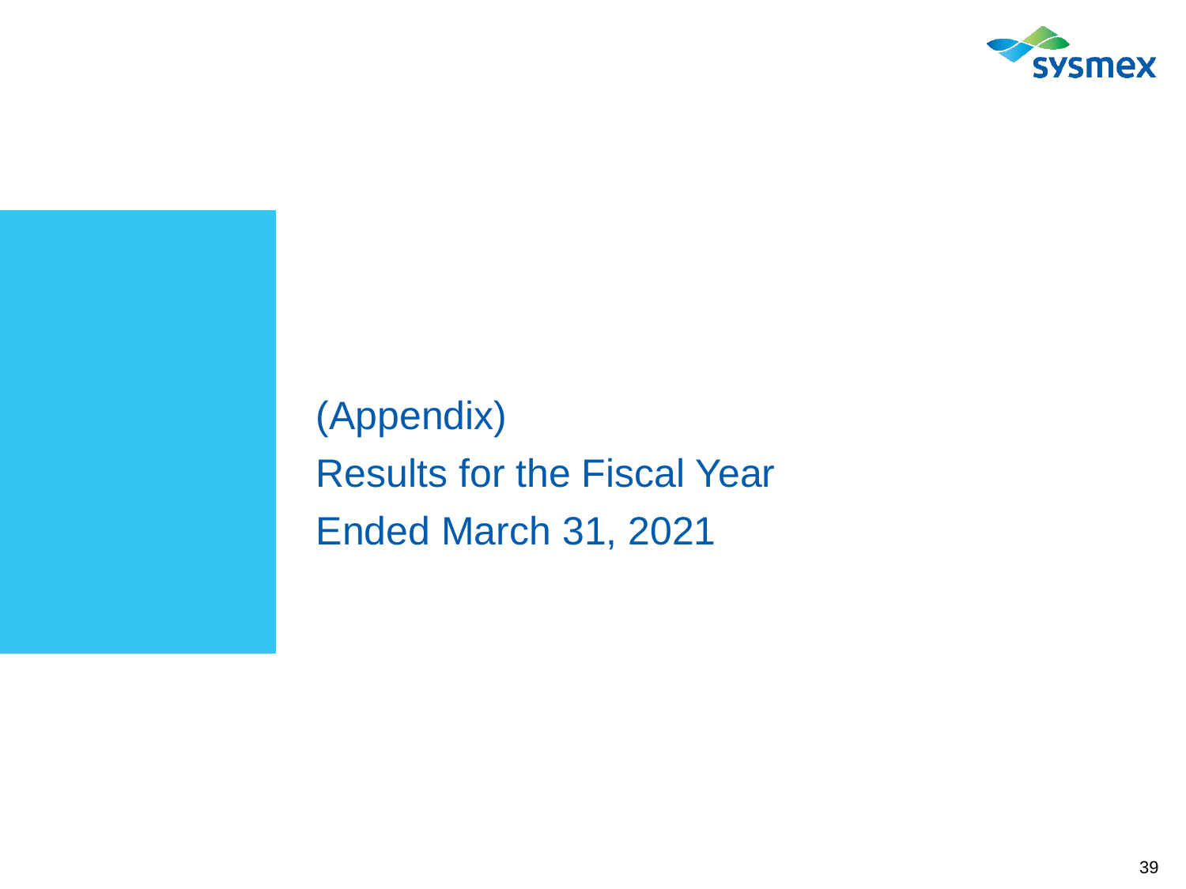# (Appendix)
# Results for the Fiscal Year Ended March 31, 2021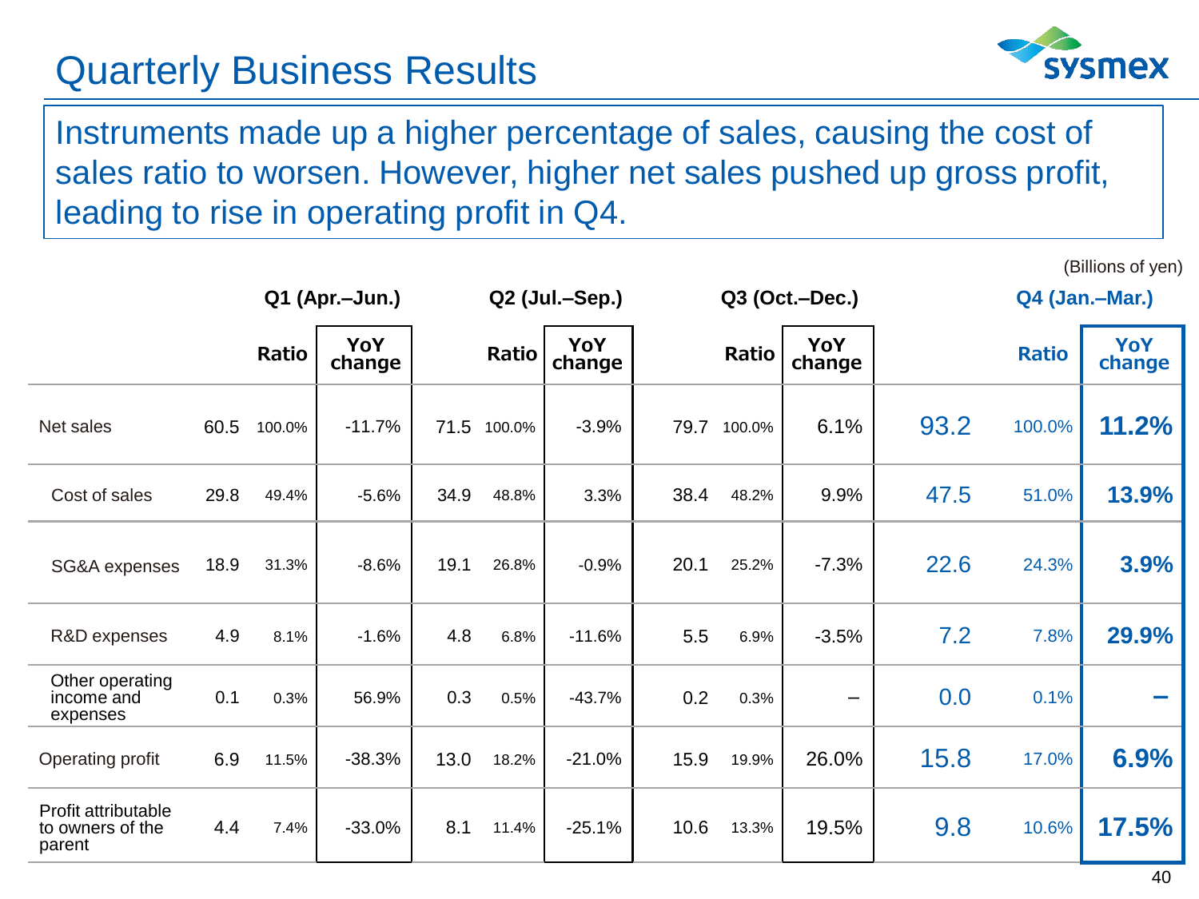# Quarterly Business Results

Instruments made up a higher percentage of sales, causing the cost of sales ratio to worsen. However, higher net sales pushed up gross profit, leading to rise in operating profit in Q4.

(Billions of yen)

| | Q1 (Apr.–Jun.) | | | Q2 (Jul.–Sep.) | | | Q3 (Oct.–Dec.) | | | Q4 (Jan.–Mar.) | | |
|---|---|---|---|---|---|---|---|---|---|---|---|---|
| | | Ratio | YoY change | | Ratio | YoY change | | Ratio | YoY change | | Ratio | YoY change |
| Net sales | 60.5 | 100.0% | -11.7% | 71.5 | 100.0% | -3.9% | 79.7 | 100.0% | 6.1% | 93.2 | 100.0% | **11.2%** |
| Cost of sales | 29.8 | 49.4% | -5.6% | 34.9 | 48.8% | 3.3% | 38.4 | 48.2% | 9.9% | 47.5 | 51.0% | **13.9%** |
| SG&A expenses | 18.9 | 31.3% | -8.6% | 19.1 | 26.8% | -0.9% | 20.1 | 25.2% | -7.3% | 22.6 | 24.3% | **3.9%** |
| R&D expenses | 4.9 | 8.1% | -1.6% | 4.8 | 6.8% | -11.6% | 5.5 | 6.9% | -3.5% | 7.2 | 7.8% | **29.9%** |
| Other operating income and expenses | 0.1 | 0.3% | 56.9% | 0.3 | 0.5% | -43.7% | 0.2 | 0.3% | – | 0.0 | 0.1% | **–** |
| Operating profit | 6.9 | 11.5% | -38.3% | 13.0 | 18.2% | -21.0% | 15.9 | 19.9% | 26.0% | 15.8 | 17.0% | **6.9%** |
| Profit attributable to owners of the parent | 4.4 | 7.4% | -33.0% | 8.1 | 11.4% | -25.1% | 10.6 | 13.3% | 19.5% | 9.8 | 10.6% | **17.5%** |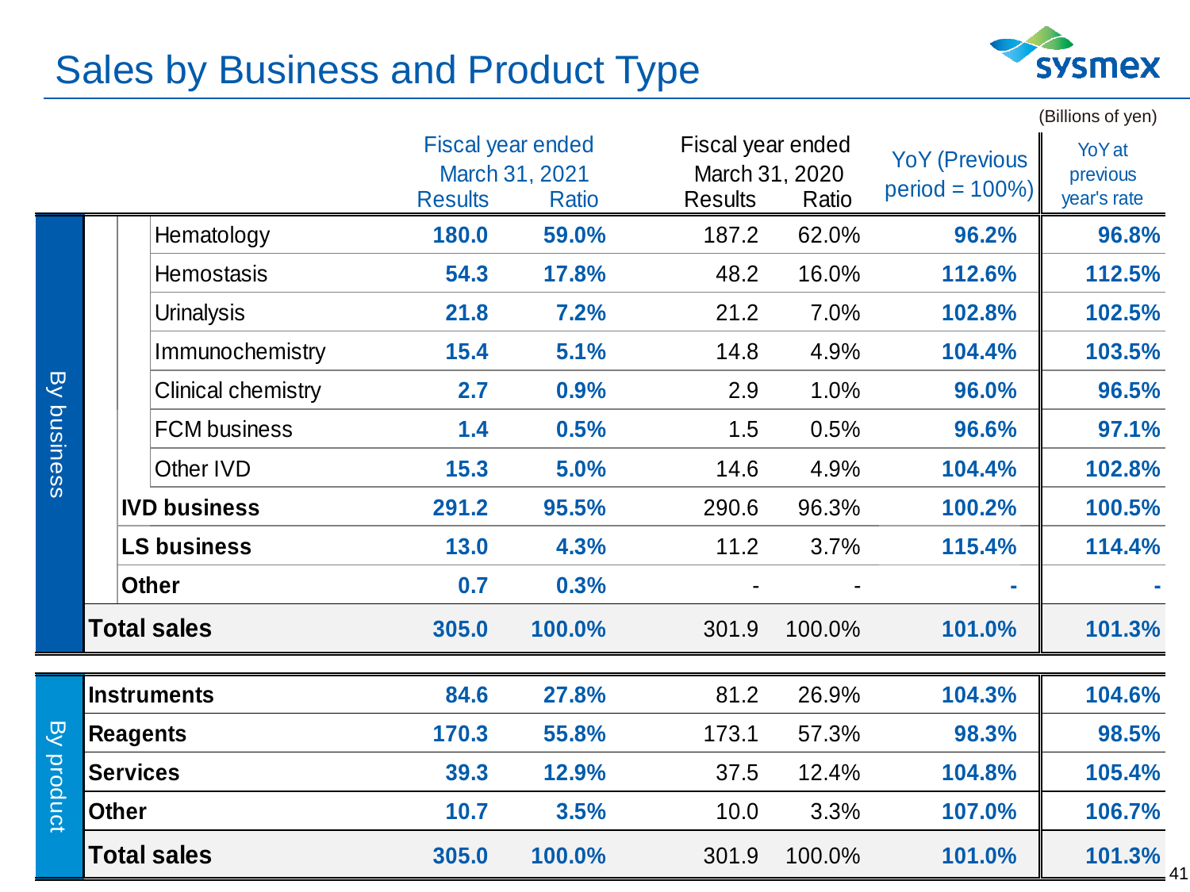# Sales by Business and Product Type

(Billions of yen)

| | | Fiscal year ended March 31, 2021 Results | Fiscal year ended March 31, 2021 Ratio | Fiscal year ended March 31, 2020 Results | Fiscal year ended March 31, 2020 Ratio | YoY (Previous period = 100%) | YoY at previous year's rate |
|---|---|---|---|---|---|---|---|
| By business | Hematology | **180.0** | **59.0%** | 187.2 | 62.0% | **96.2%** | **96.8%** |
| | Hemostasis | **54.3** | **17.8%** | 48.2 | 16.0% | **112.6%** | **112.5%** |
| | Urinalysis | **21.8** | **7.2%** | 21.2 | 7.0% | **102.8%** | **102.5%** |
| | Immunochemistry | **15.4** | **5.1%** | 14.8 | 4.9% | **104.4%** | **103.5%** |
| | Clinical chemistry | **2.7** | **0.9%** | 2.9 | 1.0% | **96.0%** | **96.5%** |
| | FCM business | **1.4** | **0.5%** | 1.5 | 0.5% | **96.6%** | **97.1%** |
| | Other IVD | **15.3** | **5.0%** | 14.6 | 4.9% | **104.4%** | **102.8%** |
| | **IVD business** | **291.2** | **95.5%** | 290.6 | 96.3% | **100.2%** | **100.5%** |
| | **LS business** | **13.0** | **4.3%** | 11.2 | 3.7% | **115.4%** | **114.4%** |
| | **Other** | **0.7** | **0.3%** | - | - | **-** | **-** |
| | **Total sales** | **305.0** | **100.0%** | 301.9 | 100.0% | **101.0%** | **101.3%** |
| By product | **Instruments** | **84.6** | **27.8%** | 81.2 | 26.9% | **104.3%** | **104.6%** |
| | **Reagents** | **170.3** | **55.8%** | 173.1 | 57.3% | **98.3%** | **98.5%** |
| | **Services** | **39.3** | **12.9%** | 37.5 | 12.4% | **104.8%** | **105.4%** |
| | **Other** | **10.7** | **3.5%** | 10.0 | 3.3% | **107.0%** | **106.7%** |
| | **Total sales** | **305.0** | **100.0%** | 301.9 | 100.0% | **101.0%** | **101.3%** |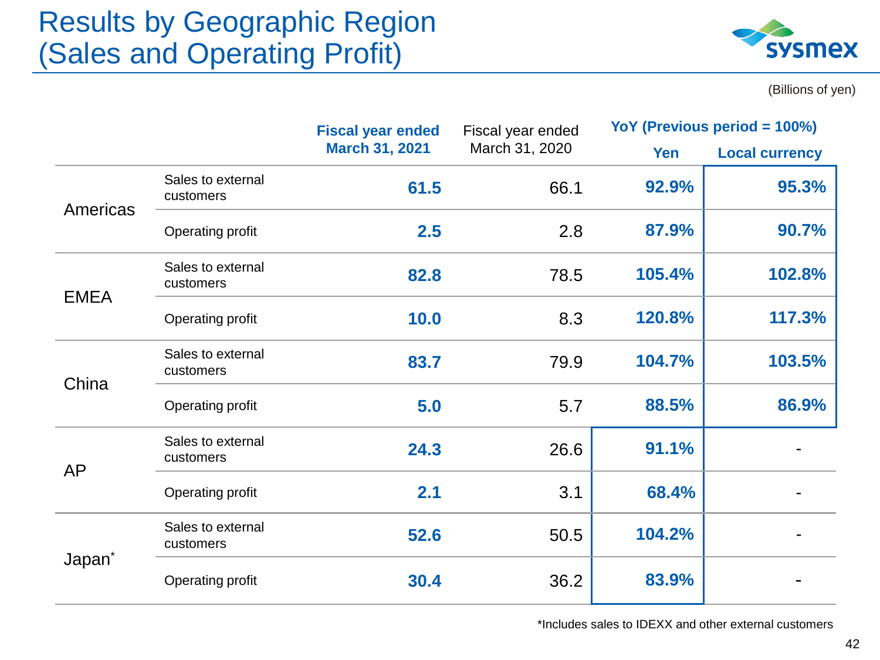# Results by Geographic Region (Sales and Operating Profit)

(Billions of yen)

| | | Fiscal year ended March 31, 2021 | Fiscal year ended March 31, 2020 | YoY (Previous period = 100%) | |
|---|---|---|---|---|---|
| | | | | Yen | Local currency |
| Americas | Sales to external customers | 61.5 | 66.1 | 92.9% | 95.3% |
| | Operating profit | 2.5 | 2.8 | 87.9% | 90.7% |
| EMEA | Sales to external customers | 82.8 | 78.5 | 105.4% | 102.8% |
| | Operating profit | 10.0 | 8.3 | 120.8% | 117.3% |
| China | Sales to external customers | 83.7 | 79.9 | 104.7% | 103.5% |
| | Operating profit | 5.0 | 5.7 | 88.5% | 86.9% |
| AP | Sales to external customers | 24.3 | 26.6 | 91.1% | - |
| | Operating profit | 2.1 | 3.1 | 68.4% | - |
| Japan* | Sales to external customers | 52.6 | 50.5 | 104.2% | - |
| | Operating profit | 30.4 | 36.2 | 83.9% | - |

*Includes sales to IDEXX and other external customers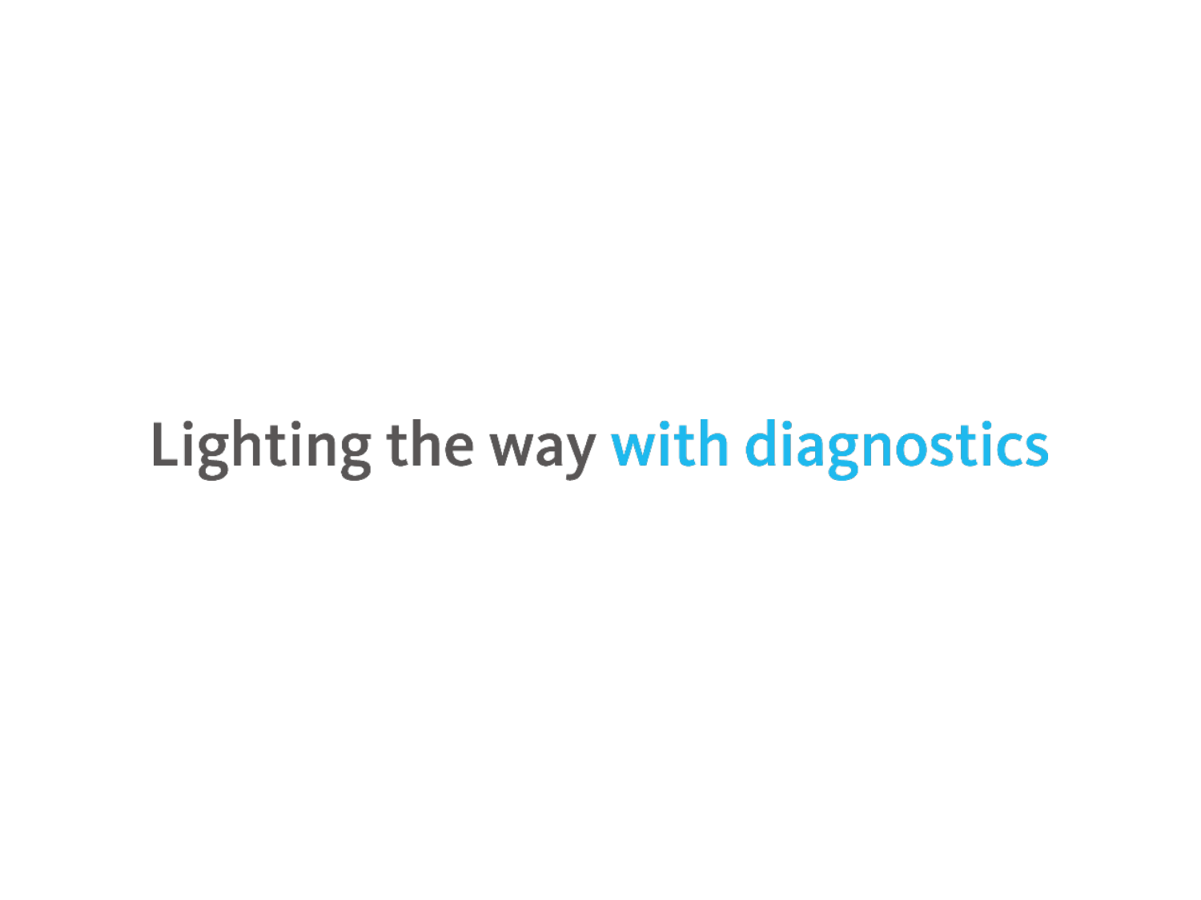Lighting the way with diagnostics